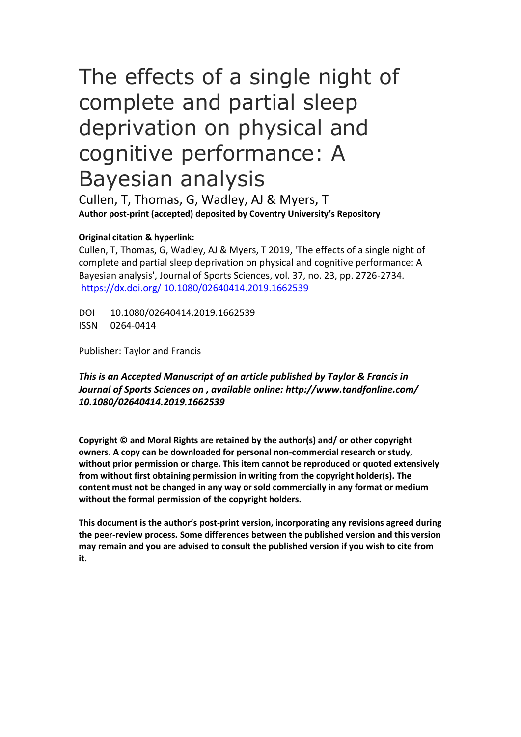# The effects of a single night of complete and partial sleep deprivation on physical and cognitive performance: A Bayesian analysis

Cullen, T, Thomas, G, Wadley, AJ & Myers, T

**Author post-print (accepted) deposited by Coventry University's Repository**

**Original citation & hyperlink:**

Cullen, T, Thomas, G, Wadley, AJ & Myers, T 2019, 'The effects of a single night of complete and partial sleep deprivation on physical and cognitive performance: A Bayesian analysis', Journal of Sports Sciences, vol. 37, no. 23, pp. 2726-2734.
[https://dx.doi.org/ 10.1080/02640414.2019.1662539](https://dx.doi.org/10.1080/02640414.2019.1662539)

DOI 10.1080/02640414.2019.1662539
ISSN 0264-0414

Publisher: Taylor and Francis

***This is an Accepted Manuscript of an article published by Taylor & Francis in Journal of Sports Sciences on , available online: http://www.tandfonline.com/ 10.1080/02640414.2019.1662539***

**Copyright © and Moral Rights are retained by the author(s) and/ or other copyright owners. A copy can be downloaded for personal non-commercial research or study, without prior permission or charge. This item cannot be reproduced or quoted extensively from without first obtaining permission in writing from the copyright holder(s). The content must not be changed in any way or sold commercially in any format or medium without the formal permission of the copyright holders.**

**This document is the author's post-print version, incorporating any revisions agreed during the peer-review process. Some differences between the published version and this version may remain and you are advised to consult the published version if you wish to cite from it.**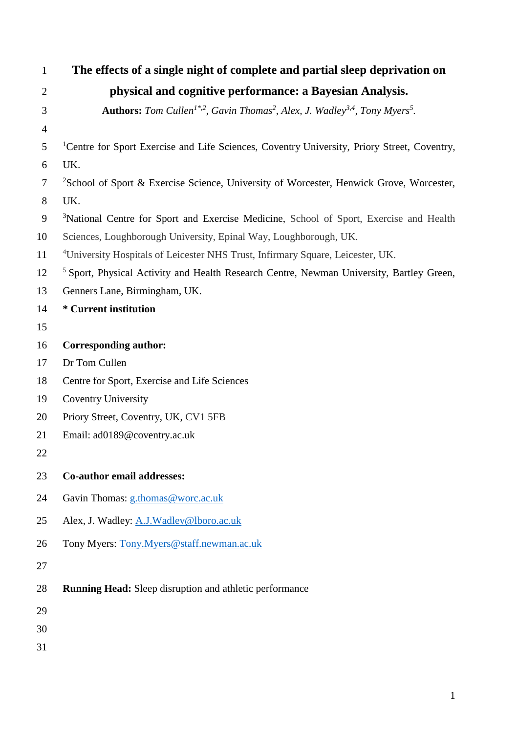# The effects of a single night of complete and partial sleep deprivation on physical and cognitive performance: a Bayesian Analysis.

**Authors:** *Tom Cullen*[1*,2], *Gavin Thomas*[2], *Alex, J. Wadley*[3,4], *Tony Myers*[5].

[1]Centre for Sport Exercise and Life Sciences, Coventry University, Priory Street, Coventry, UK.

[2]School of Sport & Exercise Science, University of Worcester, Henwick Grove, Worcester, UK.

[3]National Centre for Sport and Exercise Medicine, School of Sport, Exercise and Health Sciences, Loughborough University, Epinal Way, Loughborough, UK.

[4]University Hospitals of Leicester NHS Trust, Infirmary Square, Leicester, UK.

[5] Sport, Physical Activity and Health Research Centre, Newman University, Bartley Green, Genners Lane, Birmingham, UK.

**\* Current institution**

**Corresponding author:**

Dr Tom Cullen

Centre for Sport, Exercise and Life Sciences

Coventry University

Priory Street, Coventry, UK, CV1 5FB

Email: ad0189@coventry.ac.uk

**Co-author email addresses:**

Gavin Thomas: g.thomas@worc.ac.uk

Alex, J. Wadley: A.J.Wadley@lboro.ac.uk

Tony Myers: Tony.Myers@staff.newman.ac.uk

**Running Head:** Sleep disruption and athletic performance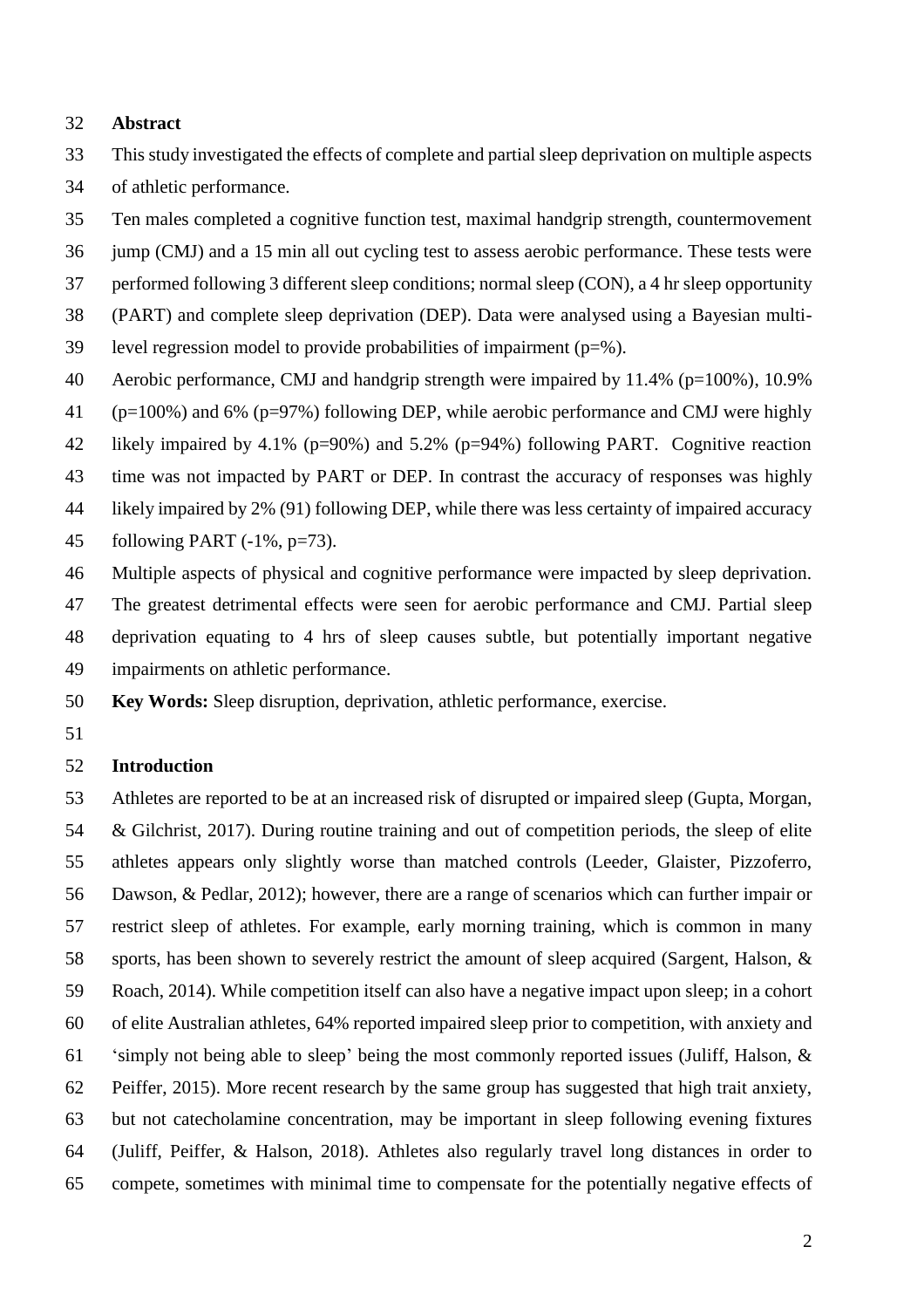## Abstract

This study investigated the effects of complete and partial sleep deprivation on multiple aspects of athletic performance.

Ten males completed a cognitive function test, maximal handgrip strength, countermovement jump (CMJ) and a 15 min all out cycling test to assess aerobic performance. These tests were performed following 3 different sleep conditions; normal sleep (CON), a 4 hr sleep opportunity (PART) and complete sleep deprivation (DEP). Data were analysed using a Bayesian multi-level regression model to provide probabilities of impairment (p=%).

Aerobic performance, CMJ and handgrip strength were impaired by 11.4% (p=100%), 10.9% (p=100%) and 6% (p=97%) following DEP, while aerobic performance and CMJ were highly likely impaired by 4.1% (p=90%) and 5.2% (p=94%) following PART. Cognitive reaction time was not impacted by PART or DEP. In contrast the accuracy of responses was highly likely impaired by 2% (91) following DEP, while there was less certainty of impaired accuracy following PART (-1%, p=73).

Multiple aspects of physical and cognitive performance were impacted by sleep deprivation. The greatest detrimental effects were seen for aerobic performance and CMJ. Partial sleep deprivation equating to 4 hrs of sleep causes subtle, but potentially important negative impairments on athletic performance.

**Key Words:** Sleep disruption, deprivation, athletic performance, exercise.

## Introduction

Athletes are reported to be at an increased risk of disrupted or impaired sleep (Gupta, Morgan, & Gilchrist, 2017). During routine training and out of competition periods, the sleep of elite athletes appears only slightly worse than matched controls (Leeder, Glaister, Pizzoferro, Dawson, & Pedlar, 2012); however, there are a range of scenarios which can further impair or restrict sleep of athletes. For example, early morning training, which is common in many sports, has been shown to severely restrict the amount of sleep acquired (Sargent, Halson, & Roach, 2014). While competition itself can also have a negative impact upon sleep; in a cohort of elite Australian athletes, 64% reported impaired sleep prior to competition, with anxiety and 'simply not being able to sleep' being the most commonly reported issues (Juliff, Halson, & Peiffer, 2015). More recent research by the same group has suggested that high trait anxiety, but not catecholamine concentration, may be important in sleep following evening fixtures (Juliff, Peiffer, & Halson, 2018). Athletes also regularly travel long distances in order to compete, sometimes with minimal time to compensate for the potentially negative effects of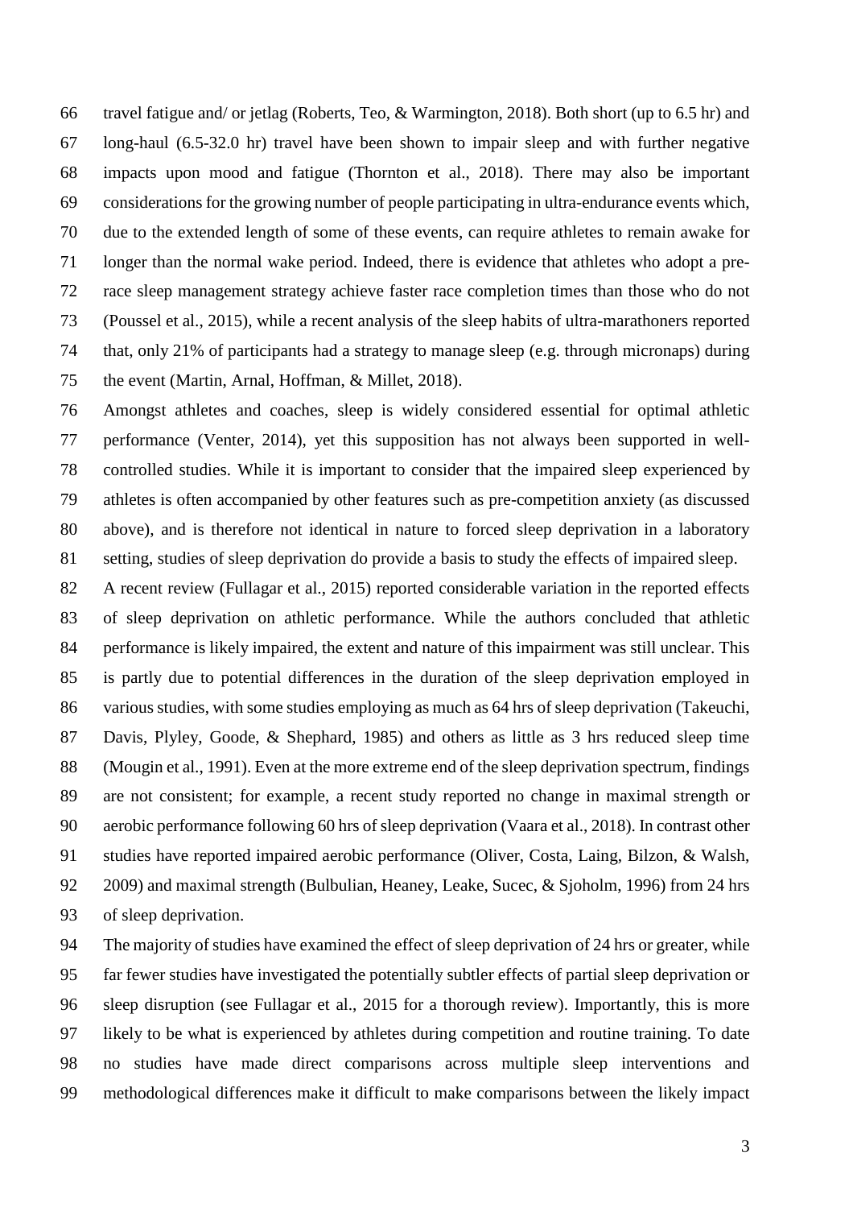travel fatigue and/ or jetlag (Roberts, Teo, & Warmington, 2018). Both short (up to 6.5 hr) and long-haul (6.5-32.0 hr) travel have been shown to impair sleep and with further negative impacts upon mood and fatigue (Thornton et al., 2018). There may also be important considerations for the growing number of people participating in ultra-endurance events which, due to the extended length of some of these events, can require athletes to remain awake for longer than the normal wake period. Indeed, there is evidence that athletes who adopt a pre-race sleep management strategy achieve faster race completion times than those who do not (Poussel et al., 2015), while a recent analysis of the sleep habits of ultra-marathoners reported that, only 21% of participants had a strategy to manage sleep (e.g. through micronaps) during the event (Martin, Arnal, Hoffman, & Millet, 2018).

Amongst athletes and coaches, sleep is widely considered essential for optimal athletic performance (Venter, 2014), yet this supposition has not always been supported in well-controlled studies. While it is important to consider that the impaired sleep experienced by athletes is often accompanied by other features such as pre-competition anxiety (as discussed above), and is therefore not identical in nature to forced sleep deprivation in a laboratory setting, studies of sleep deprivation do provide a basis to study the effects of impaired sleep.

A recent review (Fullagar et al., 2015) reported considerable variation in the reported effects of sleep deprivation on athletic performance. While the authors concluded that athletic performance is likely impaired, the extent and nature of this impairment was still unclear. This is partly due to potential differences in the duration of the sleep deprivation employed in various studies, with some studies employing as much as 64 hrs of sleep deprivation (Takeuchi, Davis, Plyley, Goode, & Shephard, 1985) and others as little as 3 hrs reduced sleep time (Mougin et al., 1991). Even at the more extreme end of the sleep deprivation spectrum, findings are not consistent; for example, a recent study reported no change in maximal strength or aerobic performance following 60 hrs of sleep deprivation (Vaara et al., 2018). In contrast other studies have reported impaired aerobic performance (Oliver, Costa, Laing, Bilzon, & Walsh, 2009) and maximal strength (Bulbulian, Heaney, Leake, Sucec, & Sjoholm, 1996) from 24 hrs of sleep deprivation.

The majority of studies have examined the effect of sleep deprivation of 24 hrs or greater, while far fewer studies have investigated the potentially subtler effects of partial sleep deprivation or sleep disruption (see Fullagar et al., 2015 for a thorough review). Importantly, this is more likely to be what is experienced by athletes during competition and routine training. To date no studies have made direct comparisons across multiple sleep interventions and methodological differences make it difficult to make comparisons between the likely impact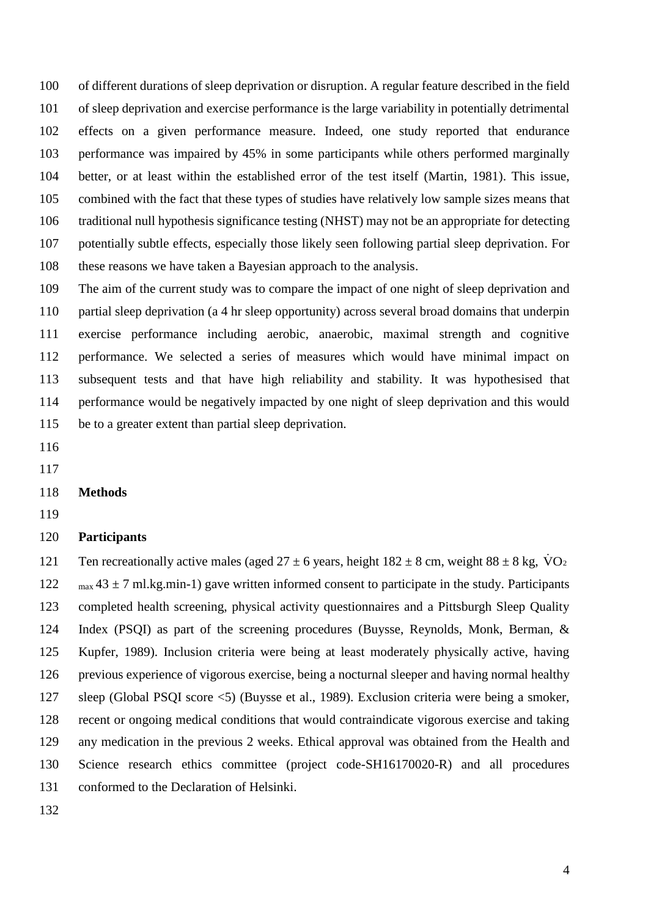of different durations of sleep deprivation or disruption. A regular feature described in the field of sleep deprivation and exercise performance is the large variability in potentially detrimental effects on a given performance measure. Indeed, one study reported that endurance performance was impaired by 45% in some participants while others performed marginally better, or at least within the established error of the test itself (Martin, 1981). This issue, combined with the fact that these types of studies have relatively low sample sizes means that traditional null hypothesis significance testing (NHST) may not be an appropriate for detecting potentially subtle effects, especially those likely seen following partial sleep deprivation. For these reasons we have taken a Bayesian approach to the analysis.

The aim of the current study was to compare the impact of one night of sleep deprivation and partial sleep deprivation (a 4 hr sleep opportunity) across several broad domains that underpin exercise performance including aerobic, anaerobic, maximal strength and cognitive performance. We selected a series of measures which would have minimal impact on subsequent tests and that have high reliability and stability. It was hypothesised that performance would be negatively impacted by one night of sleep deprivation and this would be to a greater extent than partial sleep deprivation.

## Methods

### Participants

Ten recreationally active males (aged 27 ± 6 years, height 182 ± 8 cm, weight 88 ± 8 kg, $\dot{V}O_{2\,max}$ 43 ± 7 ml.kg.min-1) gave written informed consent to participate in the study. Participants completed health screening, physical activity questionnaires and a Pittsburgh Sleep Quality Index (PSQI) as part of the screening procedures (Buysse, Reynolds, Monk, Berman, & Kupfer, 1989). Inclusion criteria were being at least moderately physically active, having previous experience of vigorous exercise, being a nocturnal sleeper and having normal healthy sleep (Global PSQI score <5) (Buysse et al., 1989). Exclusion criteria were being a smoker, recent or ongoing medical conditions that would contraindicate vigorous exercise and taking any medication in the previous 2 weeks. Ethical approval was obtained from the Health and Science research ethics committee (project code-SH16170020-R) and all procedures conformed to the Declaration of Helsinki.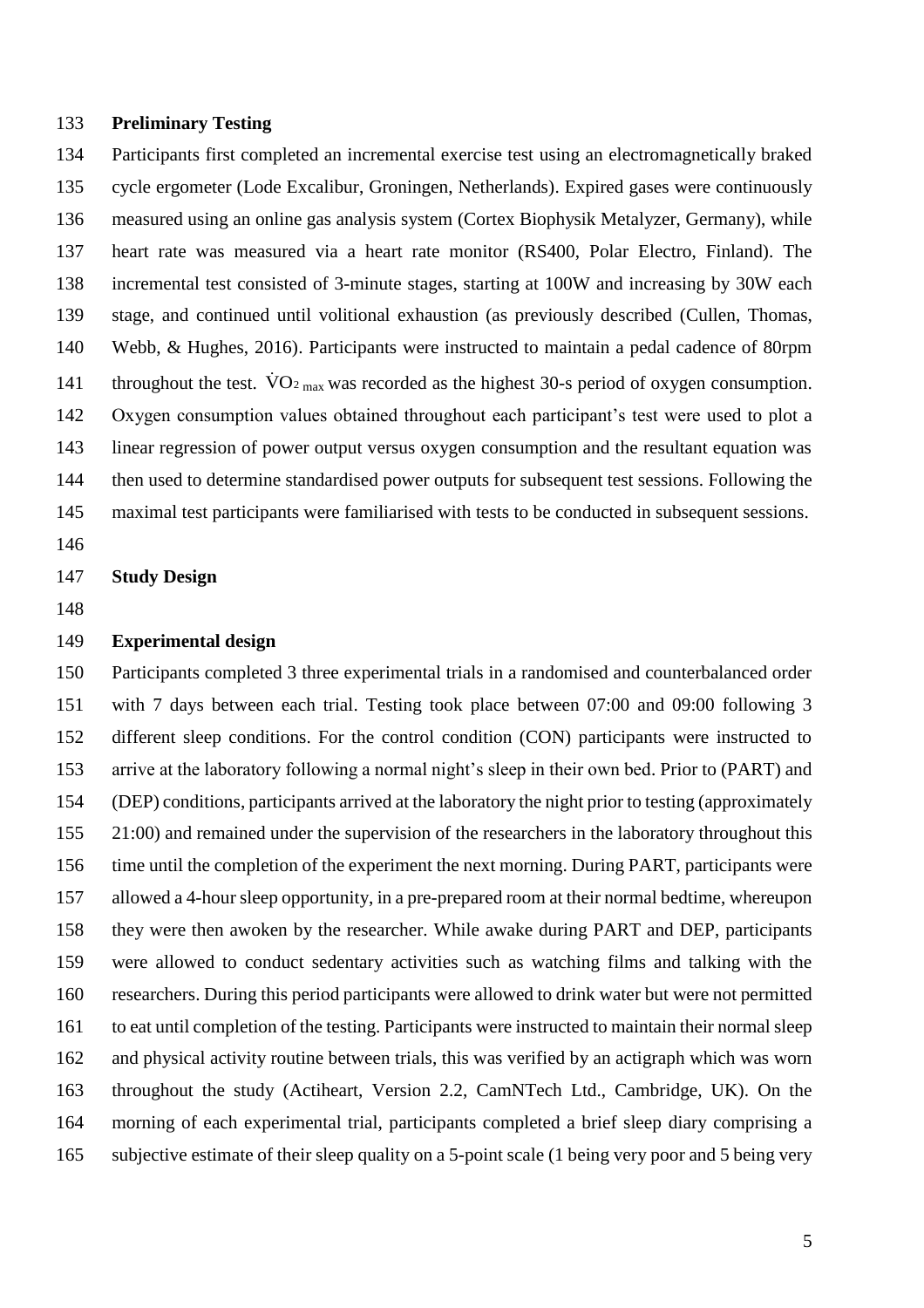**Preliminary Testing**

Participants first completed an incremental exercise test using an electromagnetically braked cycle ergometer (Lode Excalibur, Groningen, Netherlands). Expired gases were continuously measured using an online gas analysis system (Cortex Biophysik Metalyzer, Germany), while heart rate was measured via a heart rate monitor (RS400, Polar Electro, Finland). The incremental test consisted of 3-minute stages, starting at 100W and increasing by 30W each stage, and continued until volitional exhaustion (as previously described (Cullen, Thomas, Webb, & Hughes, 2016). Participants were instructed to maintain a pedal cadence of 80rpm throughout the test. $\dot{V}O_{2\,max}$ was recorded as the highest 30-s period of oxygen consumption. Oxygen consumption values obtained throughout each participant's test were used to plot a linear regression of power output versus oxygen consumption and the resultant equation was then used to determine standardised power outputs for subsequent test sessions. Following the maximal test participants were familiarised with tests to be conducted in subsequent sessions.

**Study Design**

**Experimental design**

Participants completed 3 three experimental trials in a randomised and counterbalanced order with 7 days between each trial. Testing took place between 07:00 and 09:00 following 3 different sleep conditions. For the control condition (CON) participants were instructed to arrive at the laboratory following a normal night's sleep in their own bed. Prior to (PART) and (DEP) conditions, participants arrived at the laboratory the night prior to testing (approximately 21:00) and remained under the supervision of the researchers in the laboratory throughout this time until the completion of the experiment the next morning. During PART, participants were allowed a 4-hour sleep opportunity, in a pre-prepared room at their normal bedtime, whereupon they were then awoken by the researcher. While awake during PART and DEP, participants were allowed to conduct sedentary activities such as watching films and talking with the researchers. During this period participants were allowed to drink water but were not permitted to eat until completion of the testing. Participants were instructed to maintain their normal sleep and physical activity routine between trials, this was verified by an actigraph which was worn throughout the study (Actiheart, Version 2.2, CamNTech Ltd., Cambridge, UK). On the morning of each experimental trial, participants completed a brief sleep diary comprising a subjective estimate of their sleep quality on a 5-point scale (1 being very poor and 5 being very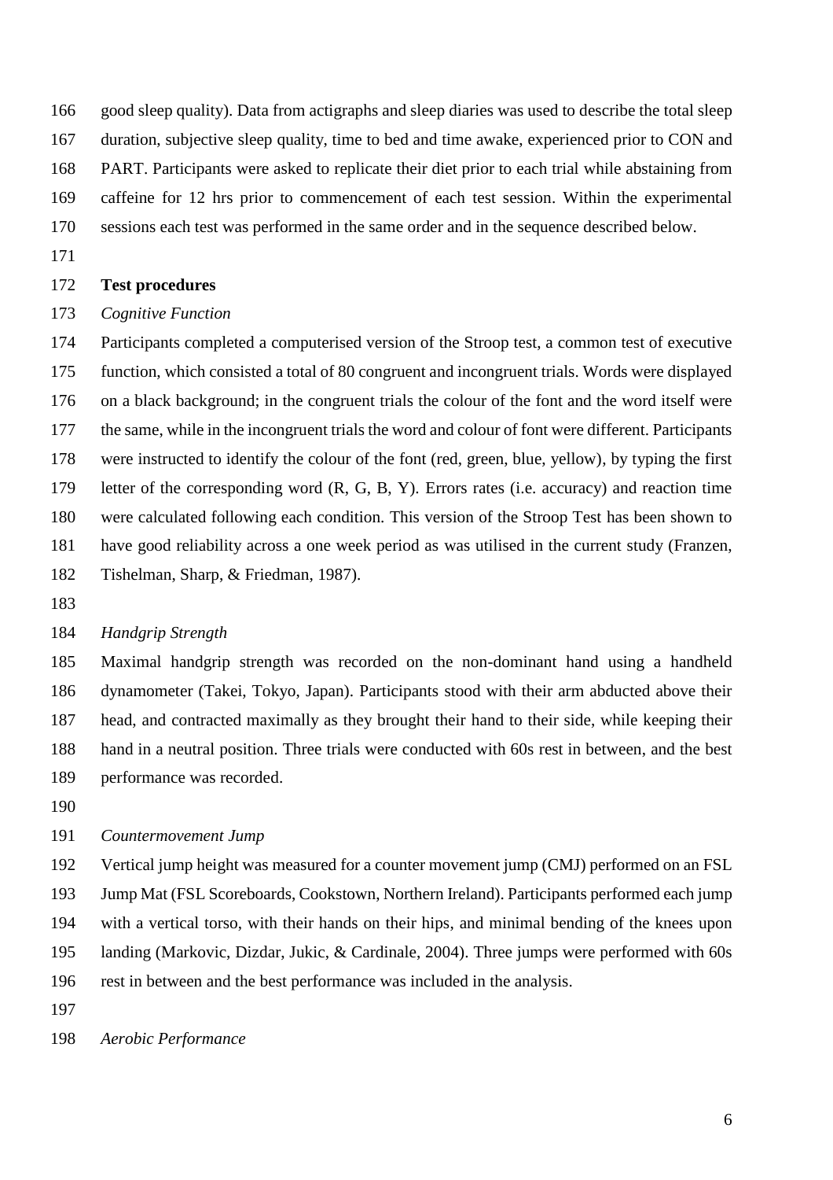good sleep quality). Data from actigraphs and sleep diaries was used to describe the total sleep duration, subjective sleep quality, time to bed and time awake, experienced prior to CON and PART. Participants were asked to replicate their diet prior to each trial while abstaining from caffeine for 12 hrs prior to commencement of each test session. Within the experimental sessions each test was performed in the same order and in the sequence described below.

## Test procedures

### *Cognitive Function*

Participants completed a computerised version of the Stroop test, a common test of executive function, which consisted a total of 80 congruent and incongruent trials. Words were displayed on a black background; in the congruent trials the colour of the font and the word itself were the same, while in the incongruent trials the word and colour of font were different. Participants were instructed to identify the colour of the font (red, green, blue, yellow), by typing the first letter of the corresponding word (R, G, B, Y). Errors rates (i.e. accuracy) and reaction time were calculated following each condition. This version of the Stroop Test has been shown to have good reliability across a one week period as was utilised in the current study (Franzen, Tishelman, Sharp, & Friedman, 1987).

### *Handgrip Strength*

Maximal handgrip strength was recorded on the non-dominant hand using a handheld dynamometer (Takei, Tokyo, Japan). Participants stood with their arm abducted above their head, and contracted maximally as they brought their hand to their side, while keeping their hand in a neutral position. Three trials were conducted with 60s rest in between, and the best performance was recorded.

### *Countermovement Jump*

Vertical jump height was measured for a counter movement jump (CMJ) performed on an FSL Jump Mat (FSL Scoreboards, Cookstown, Northern Ireland). Participants performed each jump with a vertical torso, with their hands on their hips, and minimal bending of the knees upon landing (Markovic, Dizdar, Jukic, & Cardinale, 2004). Three jumps were performed with 60s rest in between and the best performance was included in the analysis.

### *Aerobic Performance*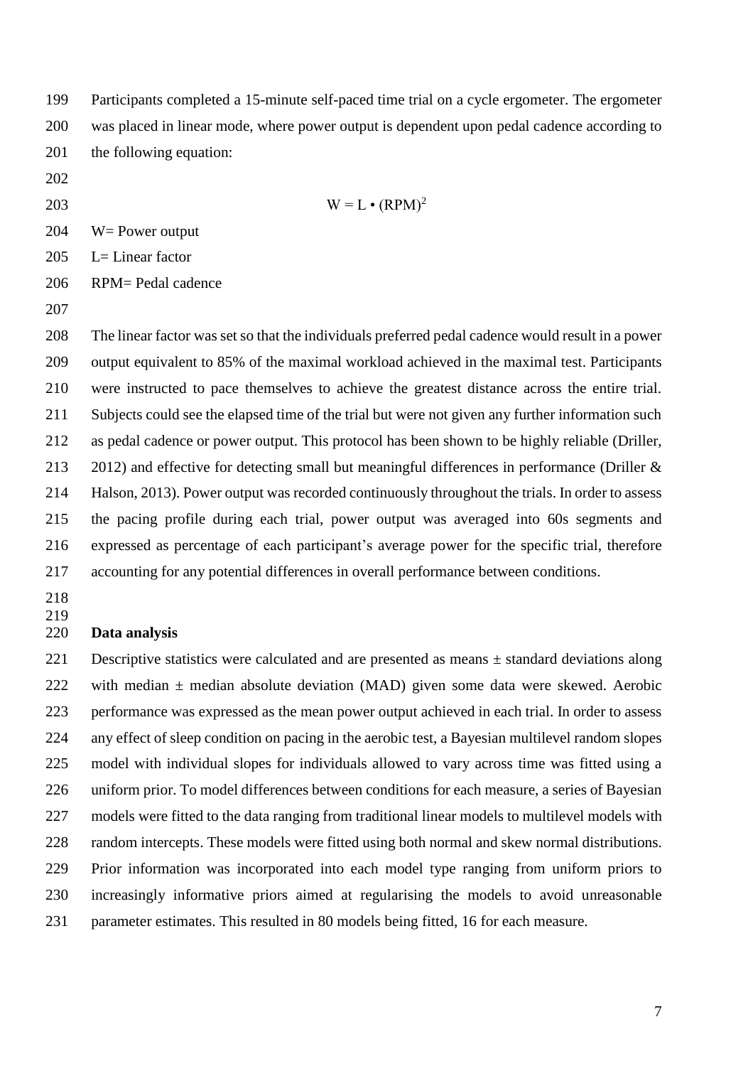Participants completed a 15-minute self-paced time trial on a cycle ergometer. The ergometer was placed in linear mode, where power output is dependent upon pedal cadence according to the following equation:

$$W = L \cdot (RPM)^2$$

W= Power output

L= Linear factor

RPM= Pedal cadence

The linear factor was set so that the individuals preferred pedal cadence would result in a power output equivalent to 85% of the maximal workload achieved in the maximal test. Participants were instructed to pace themselves to achieve the greatest distance across the entire trial. Subjects could see the elapsed time of the trial but were not given any further information such as pedal cadence or power output. This protocol has been shown to be highly reliable (Driller, 2012) and effective for detecting small but meaningful differences in performance (Driller & Halson, 2013). Power output was recorded continuously throughout the trials. In order to assess the pacing profile during each trial, power output was averaged into 60s segments and expressed as percentage of each participant's average power for the specific trial, therefore accounting for any potential differences in overall performance between conditions.

## Data analysis

Descriptive statistics were calculated and are presented as means ± standard deviations along with median ± median absolute deviation (MAD) given some data were skewed. Aerobic performance was expressed as the mean power output achieved in each trial. In order to assess any effect of sleep condition on pacing in the aerobic test, a Bayesian multilevel random slopes model with individual slopes for individuals allowed to vary across time was fitted using a uniform prior. To model differences between conditions for each measure, a series of Bayesian models were fitted to the data ranging from traditional linear models to multilevel models with random intercepts. These models were fitted using both normal and skew normal distributions. Prior information was incorporated into each model type ranging from uniform priors to increasingly informative priors aimed at regularising the models to avoid unreasonable parameter estimates. This resulted in 80 models being fitted, 16 for each measure.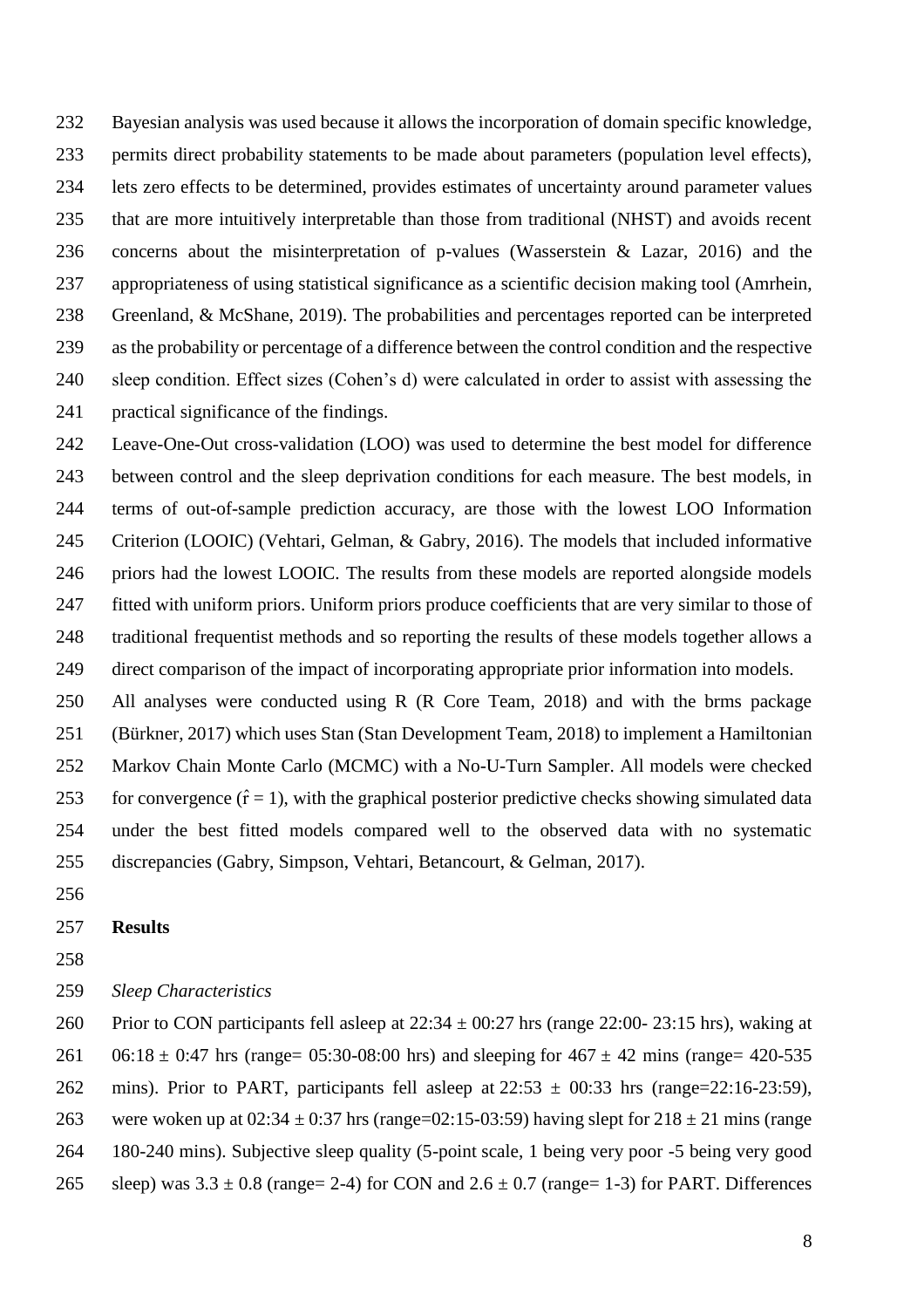Bayesian analysis was used because it allows the incorporation of domain specific knowledge, permits direct probability statements to be made about parameters (population level effects), lets zero effects to be determined, provides estimates of uncertainty around parameter values that are more intuitively interpretable than those from traditional (NHST) and avoids recent concerns about the misinterpretation of p-values (Wasserstein & Lazar, 2016) and the appropriateness of using statistical significance as a scientific decision making tool (Amrhein, Greenland, & McShane, 2019). The probabilities and percentages reported can be interpreted as the probability or percentage of a difference between the control condition and the respective sleep condition. Effect sizes (Cohen's d) were calculated in order to assist with assessing the practical significance of the findings.

Leave-One-Out cross-validation (LOO) was used to determine the best model for difference between control and the sleep deprivation conditions for each measure. The best models, in terms of out-of-sample prediction accuracy, are those with the lowest LOO Information Criterion (LOOIC) (Vehtari, Gelman, & Gabry, 2016). The models that included informative priors had the lowest LOOIC. The results from these models are reported alongside models fitted with uniform priors. Uniform priors produce coefficients that are very similar to those of traditional frequentist methods and so reporting the results of these models together allows a direct comparison of the impact of incorporating appropriate prior information into models.

All analyses were conducted using R (R Core Team, 2018) and with the brms package (Bürkner, 2017) which uses Stan (Stan Development Team, 2018) to implement a Hamiltonian Markov Chain Monte Carlo (MCMC) with a No-U-Turn Sampler. All models were checked for convergence ($\hat{r} = 1$), with the graphical posterior predictive checks showing simulated data under the best fitted models compared well to the observed data with no systematic discrepancies (Gabry, Simpson, Vehtari, Betancourt, & Gelman, 2017).

## Results

### *Sleep Characteristics*

Prior to CON participants fell asleep at 22:34 ± 00:27 hrs (range 22:00- 23:15 hrs), waking at 06:18 ± 0:47 hrs (range= 05:30-08:00 hrs) and sleeping for 467 ± 42 mins (range= 420-535 mins). Prior to PART, participants fell asleep at 22:53 ± 00:33 hrs (range=22:16-23:59), were woken up at 02:34 ± 0:37 hrs (range=02:15-03:59) having slept for 218 ± 21 mins (range 180-240 mins). Subjective sleep quality (5-point scale, 1 being very poor -5 being very good sleep) was 3.3 ± 0.8 (range= 2-4) for CON and 2.6 ± 0.7 (range= 1-3) for PART. Differences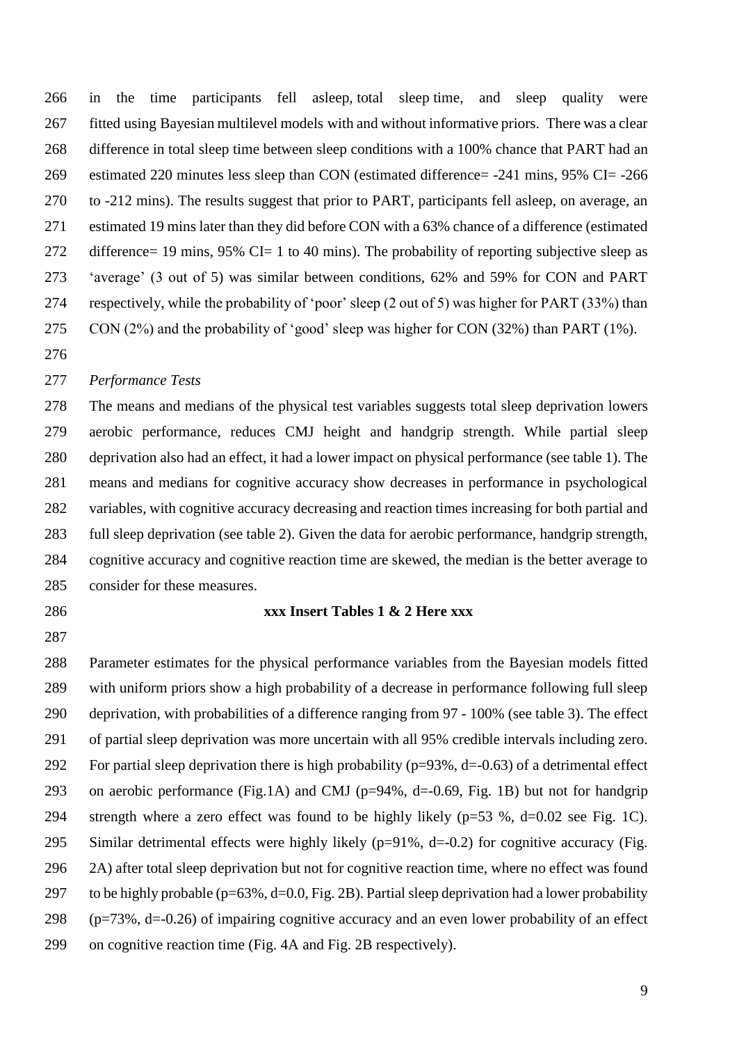in the time participants fell asleep, total sleep time, and sleep quality were fitted using Bayesian multilevel models with and without informative priors. There was a clear difference in total sleep time between sleep conditions with a 100% chance that PART had an estimated 220 minutes less sleep than CON (estimated difference= -241 mins, 95% CI= -266 to -212 mins). The results suggest that prior to PART, participants fell asleep, on average, an estimated 19 mins later than they did before CON with a 63% chance of a difference (estimated difference= 19 mins, 95% CI= 1 to 40 mins). The probability of reporting subjective sleep as 'average' (3 out of 5) was similar between conditions, 62% and 59% for CON and PART respectively, while the probability of 'poor' sleep (2 out of 5) was higher for PART (33%) than CON (2%) and the probability of 'good' sleep was higher for CON (32%) than PART (1%).

*Performance Tests*

The means and medians of the physical test variables suggests total sleep deprivation lowers aerobic performance, reduces CMJ height and handgrip strength. While partial sleep deprivation also had an effect, it had a lower impact on physical performance (see table 1). The means and medians for cognitive accuracy show decreases in performance in psychological variables, with cognitive accuracy decreasing and reaction times increasing for both partial and full sleep deprivation (see table 2). Given the data for aerobic performance, handgrip strength, cognitive accuracy and cognitive reaction time are skewed, the median is the better average to consider for these measures.

**xxx Insert Tables 1 & 2 Here xxx**

Parameter estimates for the physical performance variables from the Bayesian models fitted with uniform priors show a high probability of a decrease in performance following full sleep deprivation, with probabilities of a difference ranging from 97 - 100% (see table 3). The effect of partial sleep deprivation was more uncertain with all 95% credible intervals including zero. For partial sleep deprivation there is high probability (p=93%, d=-0.63) of a detrimental effect on aerobic performance (Fig.1A) and CMJ (p=94%, d=-0.69, Fig. 1B) but not for handgrip strength where a zero effect was found to be highly likely (p=53 %, d=0.02 see Fig. 1C). Similar detrimental effects were highly likely (p=91%, d=-0.2) for cognitive accuracy (Fig. 2A) after total sleep deprivation but not for cognitive reaction time, where no effect was found to be highly probable (p=63%, d=0.0, Fig. 2B). Partial sleep deprivation had a lower probability (p=73%, d=-0.26) of impairing cognitive accuracy and an even lower probability of an effect on cognitive reaction time (Fig. 4A and Fig. 2B respectively).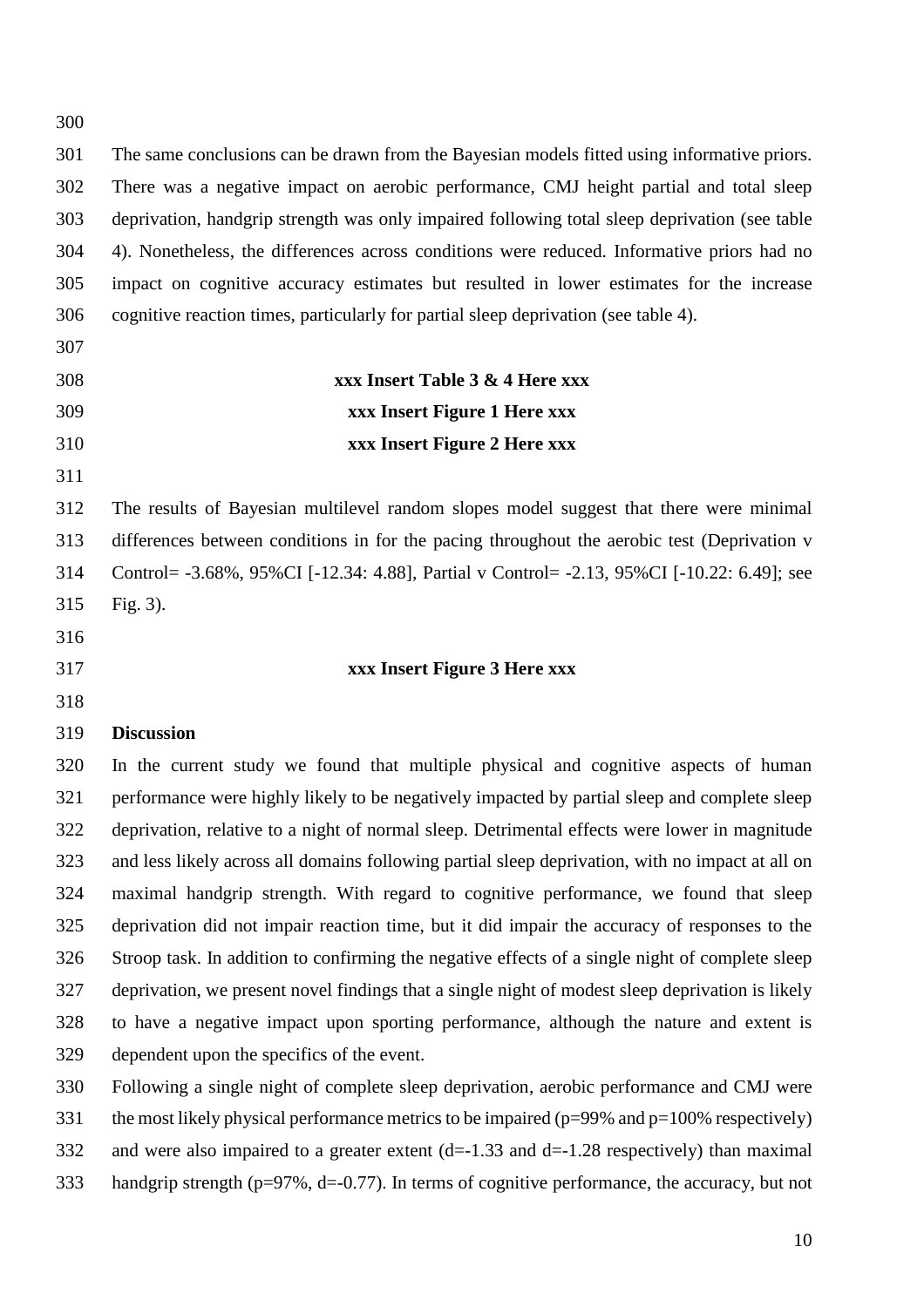The same conclusions can be drawn from the Bayesian models fitted using informative priors. There was a negative impact on aerobic performance, CMJ height partial and total sleep deprivation, handgrip strength was only impaired following total sleep deprivation (see table 4). Nonetheless, the differences across conditions were reduced. Informative priors had no impact on cognitive accuracy estimates but resulted in lower estimates for the increase cognitive reaction times, particularly for partial sleep deprivation (see table 4).

**xxx Insert Table 3 & 4 Here xxx**

**xxx Insert Figure 1 Here xxx**

**xxx Insert Figure 2 Here xxx**

The results of Bayesian multilevel random slopes model suggest that there were minimal differences between conditions in for the pacing throughout the aerobic test (Deprivation v Control= -3.68%, 95%CI [-12.34: 4.88], Partial v Control= -2.13, 95%CI [-10.22: 6.49]; see Fig. 3).

**xxx Insert Figure 3 Here xxx**

## Discussion

In the current study we found that multiple physical and cognitive aspects of human performance were highly likely to be negatively impacted by partial sleep and complete sleep deprivation, relative to a night of normal sleep. Detrimental effects were lower in magnitude and less likely across all domains following partial sleep deprivation, with no impact at all on maximal handgrip strength. With regard to cognitive performance, we found that sleep deprivation did not impair reaction time, but it did impair the accuracy of responses to the Stroop task. In addition to confirming the negative effects of a single night of complete sleep deprivation, we present novel findings that a single night of modest sleep deprivation is likely to have a negative impact upon sporting performance, although the nature and extent is dependent upon the specifics of the event.

Following a single night of complete sleep deprivation, aerobic performance and CMJ were the most likely physical performance metrics to be impaired ($p$=99% and $p$=100% respectively) and were also impaired to a greater extent ($d$=-1.33 and $d$=-1.28 respectively) than maximal handgrip strength ($p$=97%, $d$=-0.77). In terms of cognitive performance, the accuracy, but not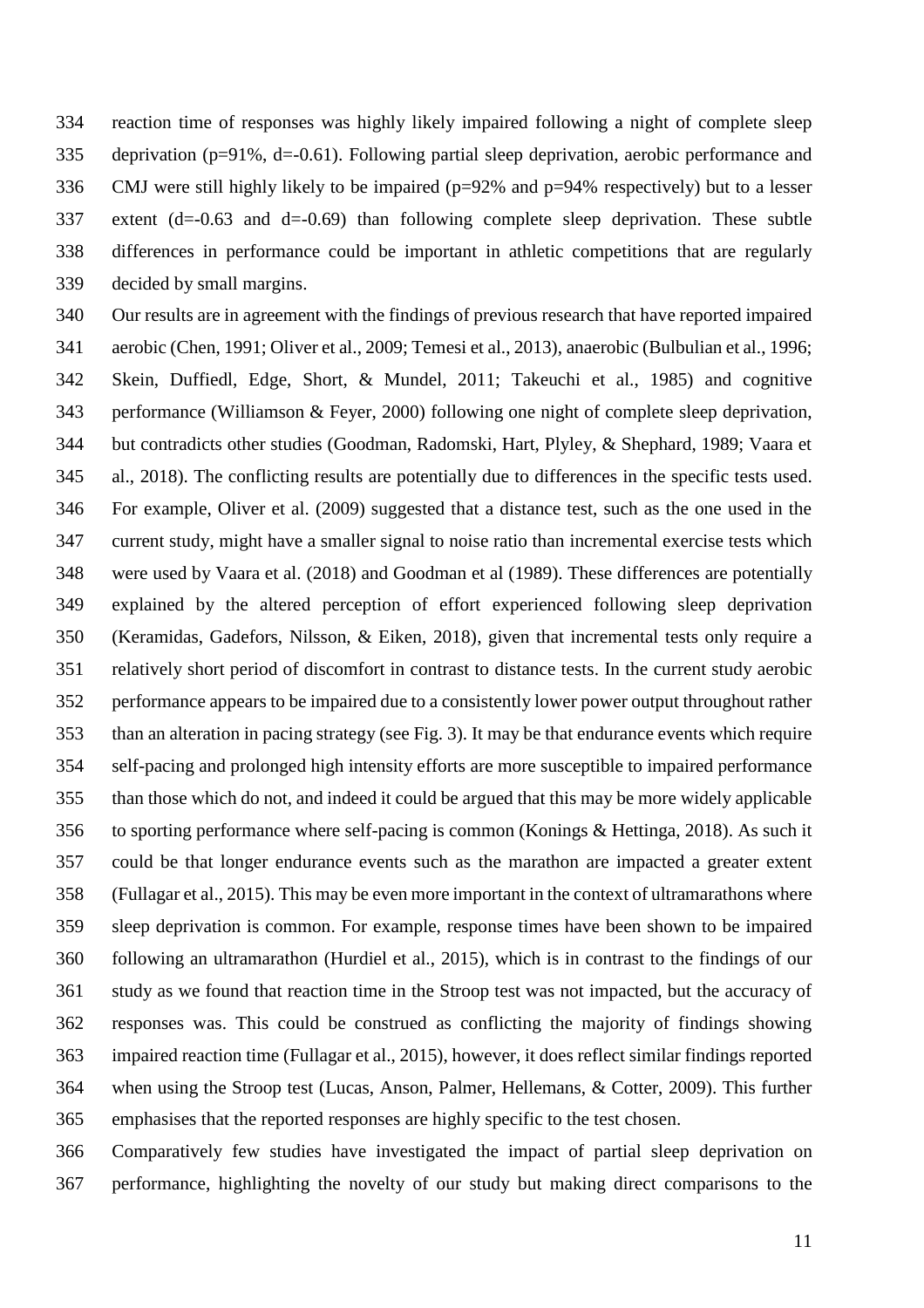reaction time of responses was highly likely impaired following a night of complete sleep deprivation (p=91%, d=-0.61). Following partial sleep deprivation, aerobic performance and CMJ were still highly likely to be impaired (p=92% and p=94% respectively) but to a lesser extent (d=-0.63 and d=-0.69) than following complete sleep deprivation. These subtle differences in performance could be important in athletic competitions that are regularly decided by small margins.

Our results are in agreement with the findings of previous research that have reported impaired aerobic (Chen, 1991; Oliver et al., 2009; Temesi et al., 2013), anaerobic (Bulbulian et al., 1996; Skein, Duffiedl, Edge, Short, & Mundel, 2011; Takeuchi et al., 1985) and cognitive performance (Williamson & Feyer, 2000) following one night of complete sleep deprivation, but contradicts other studies (Goodman, Radomski, Hart, Plyley, & Shephard, 1989; Vaara et al., 2018). The conflicting results are potentially due to differences in the specific tests used. For example, Oliver et al. (2009) suggested that a distance test, such as the one used in the current study, might have a smaller signal to noise ratio than incremental exercise tests which were used by Vaara et al. (2018) and Goodman et al (1989). These differences are potentially explained by the altered perception of effort experienced following sleep deprivation (Keramidas, Gadefors, Nilsson, & Eiken, 2018), given that incremental tests only require a relatively short period of discomfort in contrast to distance tests. In the current study aerobic performance appears to be impaired due to a consistently lower power output throughout rather than an alteration in pacing strategy (see Fig. 3). It may be that endurance events which require self-pacing and prolonged high intensity efforts are more susceptible to impaired performance than those which do not, and indeed it could be argued that this may be more widely applicable to sporting performance where self-pacing is common (Konings & Hettinga, 2018). As such it could be that longer endurance events such as the marathon are impacted a greater extent (Fullagar et al., 2015). This may be even more important in the context of ultramarathons where sleep deprivation is common. For example, response times have been shown to be impaired following an ultramarathon (Hurdiel et al., 2015), which is in contrast to the findings of our study as we found that reaction time in the Stroop test was not impacted, but the accuracy of responses was. This could be construed as conflicting the majority of findings showing impaired reaction time (Fullagar et al., 2015), however, it does reflect similar findings reported when using the Stroop test (Lucas, Anson, Palmer, Hellemans, & Cotter, 2009). This further emphasises that the reported responses are highly specific to the test chosen.

Comparatively few studies have investigated the impact of partial sleep deprivation on performance, highlighting the novelty of our study but making direct comparisons to the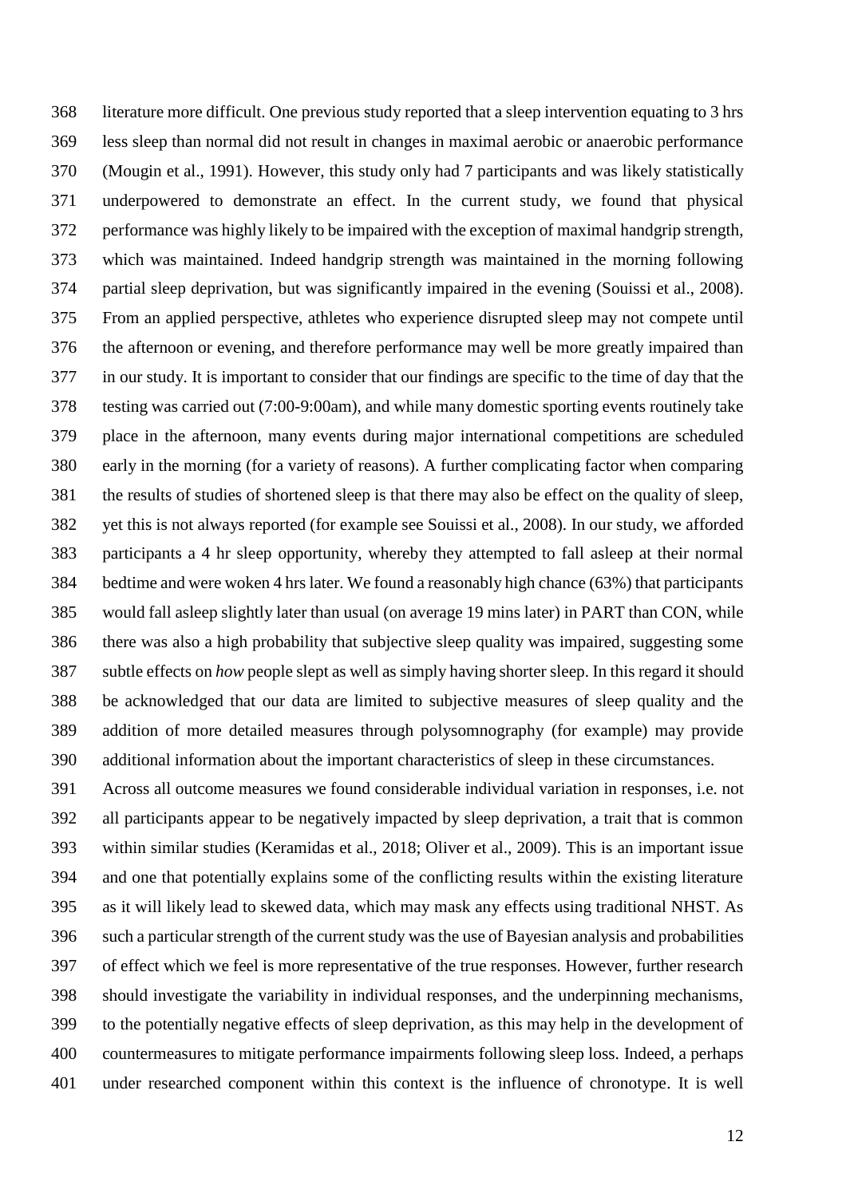literature more difficult. One previous study reported that a sleep intervention equating to 3 hrs less sleep than normal did not result in changes in maximal aerobic or anaerobic performance (Mougin et al., 1991). However, this study only had 7 participants and was likely statistically underpowered to demonstrate an effect. In the current study, we found that physical performance was highly likely to be impaired with the exception of maximal handgrip strength, which was maintained. Indeed handgrip strength was maintained in the morning following partial sleep deprivation, but was significantly impaired in the evening (Souissi et al., 2008). From an applied perspective, athletes who experience disrupted sleep may not compete until the afternoon or evening, and therefore performance may well be more greatly impaired than in our study. It is important to consider that our findings are specific to the time of day that the testing was carried out (7:00-9:00am), and while many domestic sporting events routinely take place in the afternoon, many events during major international competitions are scheduled early in the morning (for a variety of reasons). A further complicating factor when comparing the results of studies of shortened sleep is that there may also be effect on the quality of sleep, yet this is not always reported (for example see Souissi et al., 2008). In our study, we afforded participants a 4 hr sleep opportunity, whereby they attempted to fall asleep at their normal bedtime and were woken 4 hrs later. We found a reasonably high chance (63%) that participants would fall asleep slightly later than usual (on average 19 mins later) in PART than CON, while there was also a high probability that subjective sleep quality was impaired, suggesting some subtle effects on *how* people slept as well as simply having shorter sleep. In this regard it should be acknowledged that our data are limited to subjective measures of sleep quality and the addition of more detailed measures through polysomnography (for example) may provide additional information about the important characteristics of sleep in these circumstances.

Across all outcome measures we found considerable individual variation in responses, i.e. not all participants appear to be negatively impacted by sleep deprivation, a trait that is common within similar studies (Keramidas et al., 2018; Oliver et al., 2009). This is an important issue and one that potentially explains some of the conflicting results within the existing literature as it will likely lead to skewed data, which may mask any effects using traditional NHST. As such a particular strength of the current study was the use of Bayesian analysis and probabilities of effect which we feel is more representative of the true responses. However, further research should investigate the variability in individual responses, and the underpinning mechanisms, to the potentially negative effects of sleep deprivation, as this may help in the development of countermeasures to mitigate performance impairments following sleep loss. Indeed, a perhaps under researched component within this context is the influence of chronotype. It is well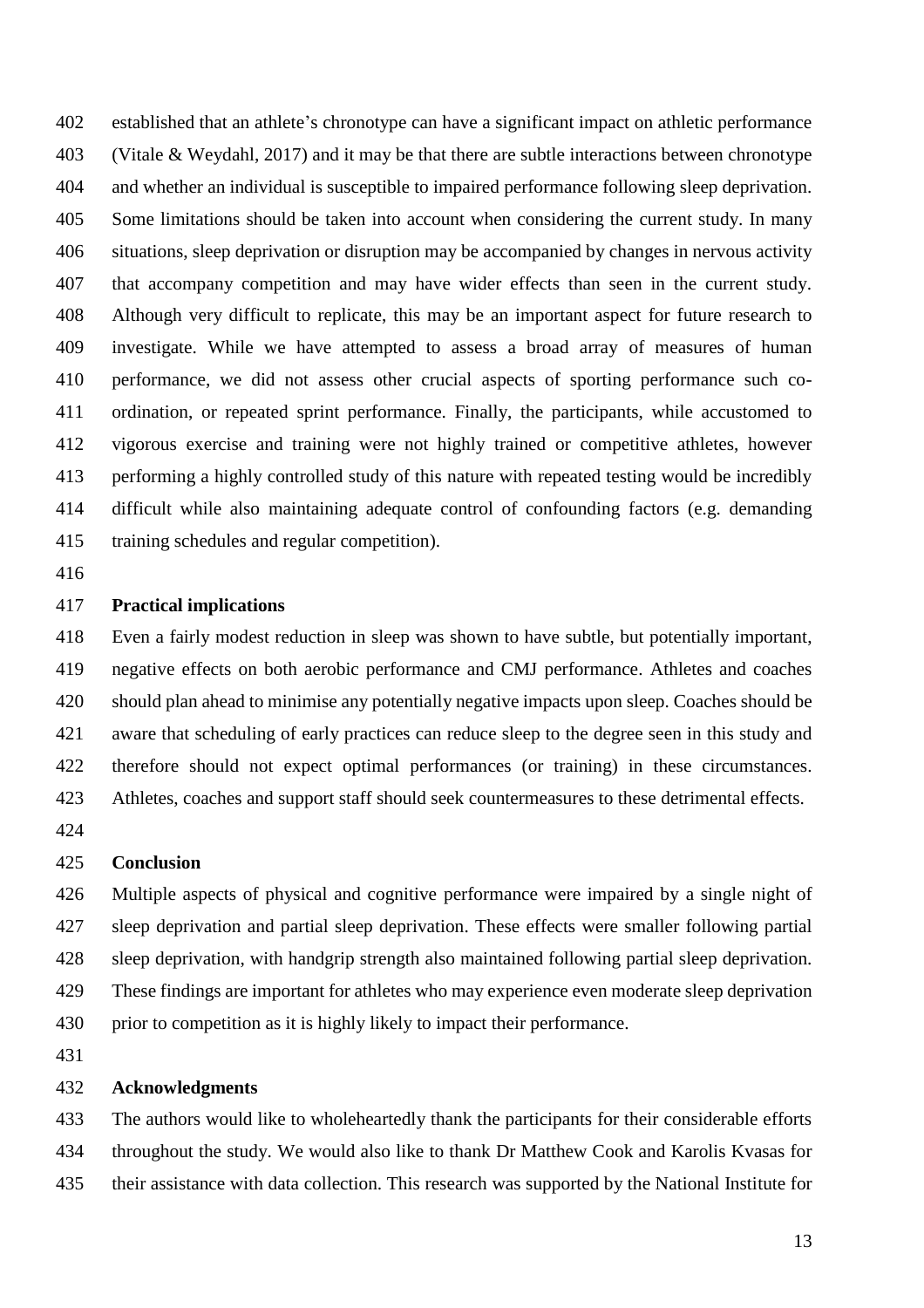established that an athlete's chronotype can have a significant impact on athletic performance (Vitale & Weydahl, 2017) and it may be that there are subtle interactions between chronotype and whether an individual is susceptible to impaired performance following sleep deprivation. Some limitations should be taken into account when considering the current study. In many situations, sleep deprivation or disruption may be accompanied by changes in nervous activity that accompany competition and may have wider effects than seen in the current study. Although very difficult to replicate, this may be an important aspect for future research to investigate. While we have attempted to assess a broad array of measures of human performance, we did not assess other crucial aspects of sporting performance such co-ordination, or repeated sprint performance. Finally, the participants, while accustomed to vigorous exercise and training were not highly trained or competitive athletes, however performing a highly controlled study of this nature with repeated testing would be incredibly difficult while also maintaining adequate control of confounding factors (e.g. demanding training schedules and regular competition).

## Practical implications

Even a fairly modest reduction in sleep was shown to have subtle, but potentially important, negative effects on both aerobic performance and CMJ performance. Athletes and coaches should plan ahead to minimise any potentially negative impacts upon sleep. Coaches should be aware that scheduling of early practices can reduce sleep to the degree seen in this study and therefore should not expect optimal performances (or training) in these circumstances. Athletes, coaches and support staff should seek countermeasures to these detrimental effects.

## Conclusion

Multiple aspects of physical and cognitive performance were impaired by a single night of sleep deprivation and partial sleep deprivation. These effects were smaller following partial sleep deprivation, with handgrip strength also maintained following partial sleep deprivation. These findings are important for athletes who may experience even moderate sleep deprivation prior to competition as it is highly likely to impact their performance.

## Acknowledgments

The authors would like to wholeheartedly thank the participants for their considerable efforts throughout the study. We would also like to thank Dr Matthew Cook and Karolis Kvasas for their assistance with data collection. This research was supported by the National Institute for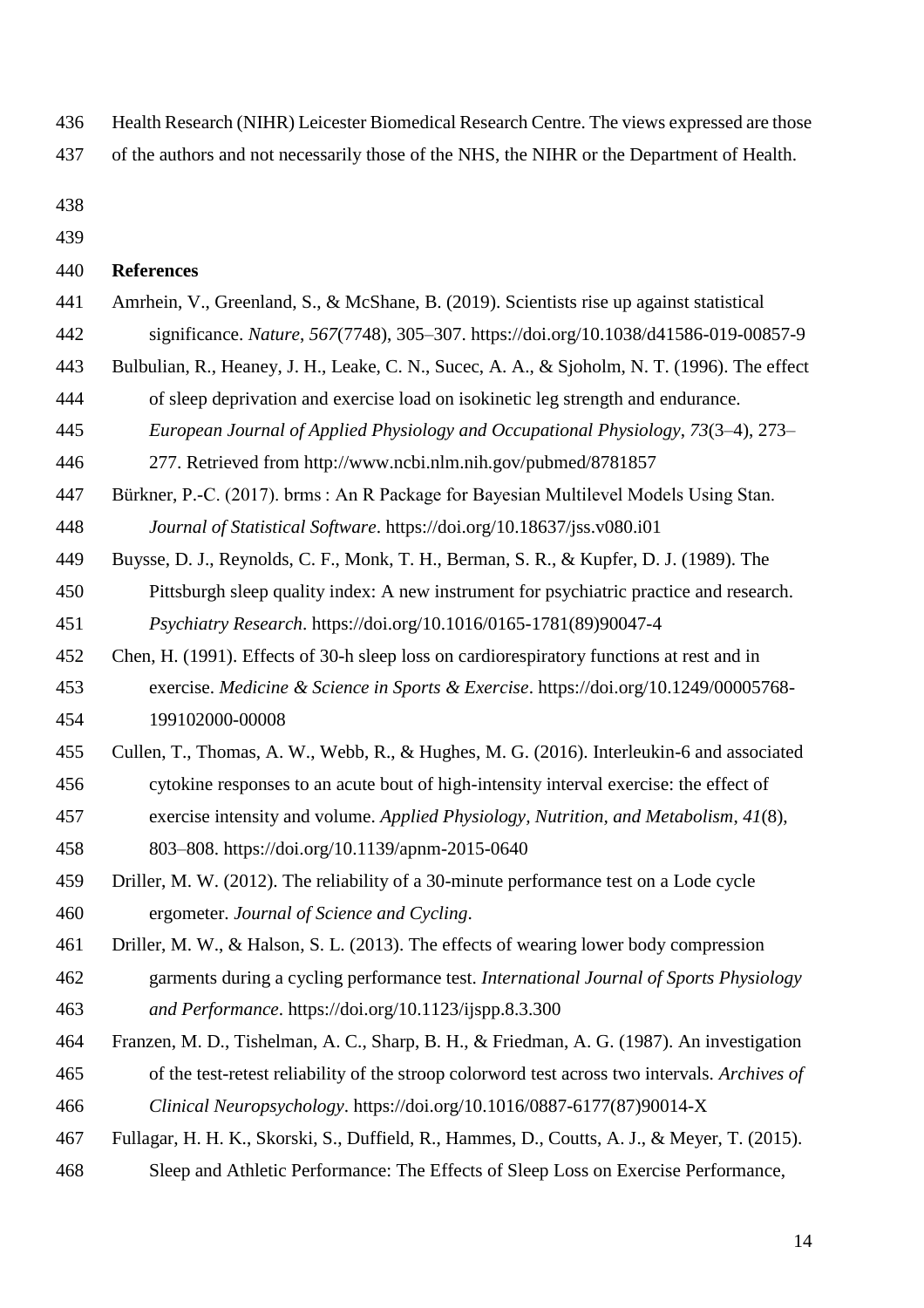Health Research (NIHR) Leicester Biomedical Research Centre. The views expressed are those of the authors and not necessarily those of the NHS, the NIHR or the Department of Health.

## References

Amrhein, V., Greenland, S., & McShane, B. (2019). Scientists rise up against statistical significance. *Nature*, *567*(7748), 305–307. https://doi.org/10.1038/d41586-019-00857-9

Bulbulian, R., Heaney, J. H., Leake, C. N., Sucec, A. A., & Sjoholm, N. T. (1996). The effect of sleep deprivation and exercise load on isokinetic leg strength and endurance. *European Journal of Applied Physiology and Occupational Physiology*, *73*(3–4), 273–277. Retrieved from http://www.ncbi.nlm.nih.gov/pubmed/8781857

Bürkner, P.-C. (2017). brms : An R Package for Bayesian Multilevel Models Using Stan. *Journal of Statistical Software*. https://doi.org/10.18637/jss.v080.i01

Buysse, D. J., Reynolds, C. F., Monk, T. H., Berman, S. R., & Kupfer, D. J. (1989). The Pittsburgh sleep quality index: A new instrument for psychiatric practice and research. *Psychiatry Research*. https://doi.org/10.1016/0165-1781(89)90047-4

Chen, H. (1991). Effects of 30-h sleep loss on cardiorespiratory functions at rest and in exercise. *Medicine & Science in Sports & Exercise*. https://doi.org/10.1249/00005768-199102000-00008

Cullen, T., Thomas, A. W., Webb, R., & Hughes, M. G. (2016). Interleukin-6 and associated cytokine responses to an acute bout of high-intensity interval exercise: the effect of exercise intensity and volume. *Applied Physiology, Nutrition, and Metabolism*, *41*(8), 803–808. https://doi.org/10.1139/apnm-2015-0640

Driller, M. W. (2012). The reliability of a 30-minute performance test on a Lode cycle ergometer. *Journal of Science and Cycling*.

Driller, M. W., & Halson, S. L. (2013). The effects of wearing lower body compression garments during a cycling performance test. *International Journal of Sports Physiology and Performance*. https://doi.org/10.1123/ijspp.8.3.300

Franzen, M. D., Tishelman, A. C., Sharp, B. H., & Friedman, A. G. (1987). An investigation of the test-retest reliability of the stroop colorword test across two intervals. *Archives of Clinical Neuropsychology*. https://doi.org/10.1016/0887-6177(87)90014-X

Fullagar, H. H. K., Skorski, S., Duffield, R., Hammes, D., Coutts, A. J., & Meyer, T. (2015). Sleep and Athletic Performance: The Effects of Sleep Loss on Exercise Performance,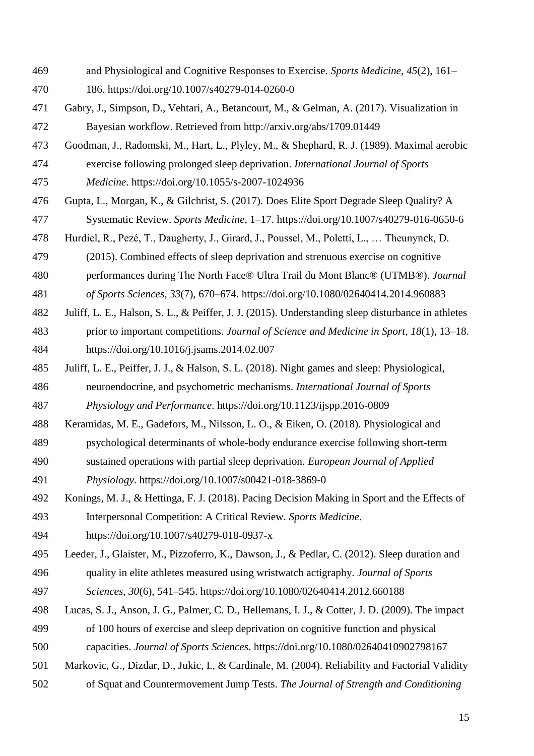and Physiological and Cognitive Responses to Exercise. *Sports Medicine*, *45*(2), 161–186. https://doi.org/10.1007/s40279-014-0260-0

Gabry, J., Simpson, D., Vehtari, A., Betancourt, M., & Gelman, A. (2017). Visualization in Bayesian workflow. Retrieved from http://arxiv.org/abs/1709.01449

Goodman, J., Radomski, M., Hart, L., Plyley, M., & Shephard, R. J. (1989). Maximal aerobic exercise following prolonged sleep deprivation. *International Journal of Sports Medicine*. https://doi.org/10.1055/s-2007-1024936

Gupta, L., Morgan, K., & Gilchrist, S. (2017). Does Elite Sport Degrade Sleep Quality? A Systematic Review. *Sports Medicine*, 1–17. https://doi.org/10.1007/s40279-016-0650-6

Hurdiel, R., Pezé, T., Daugherty, J., Girard, J., Poussel, M., Poletti, L., … Theunynck, D. (2015). Combined effects of sleep deprivation and strenuous exercise on cognitive performances during The North Face® Ultra Trail du Mont Blanc® (UTMB®). *Journal of Sports Sciences*, *33*(7), 670–674. https://doi.org/10.1080/02640414.2014.960883

Juliff, L. E., Halson, S. L., & Peiffer, J. J. (2015). Understanding sleep disturbance in athletes prior to important competitions. *Journal of Science and Medicine in Sport*, *18*(1), 13–18. https://doi.org/10.1016/j.jsams.2014.02.007

Juliff, L. E., Peiffer, J. J., & Halson, S. L. (2018). Night games and sleep: Physiological, neuroendocrine, and psychometric mechanisms. *International Journal of Sports Physiology and Performance*. https://doi.org/10.1123/ijspp.2016-0809

Keramidas, M. E., Gadefors, M., Nilsson, L. O., & Eiken, O. (2018). Physiological and psychological determinants of whole-body endurance exercise following short-term sustained operations with partial sleep deprivation. *European Journal of Applied Physiology*. https://doi.org/10.1007/s00421-018-3869-0

Konings, M. J., & Hettinga, F. J. (2018). Pacing Decision Making in Sport and the Effects of Interpersonal Competition: A Critical Review. *Sports Medicine*. https://doi.org/10.1007/s40279-018-0937-x

Leeder, J., Glaister, M., Pizzoferro, K., Dawson, J., & Pedlar, C. (2012). Sleep duration and quality in elite athletes measured using wristwatch actigraphy. *Journal of Sports Sciences*, *30*(6), 541–545. https://doi.org/10.1080/02640414.2012.660188

Lucas, S. J., Anson, J. G., Palmer, C. D., Hellemans, I. J., & Cotter, J. D. (2009). The impact of 100 hours of exercise and sleep deprivation on cognitive function and physical capacities. *Journal of Sports Sciences*. https://doi.org/10.1080/02640410902798167

Markovic, G., Dizdar, D., Jukic, I., & Cardinale, M. (2004). Reliability and Factorial Validity of Squat and Countermovement Jump Tests. *The Journal of Strength and Conditioning*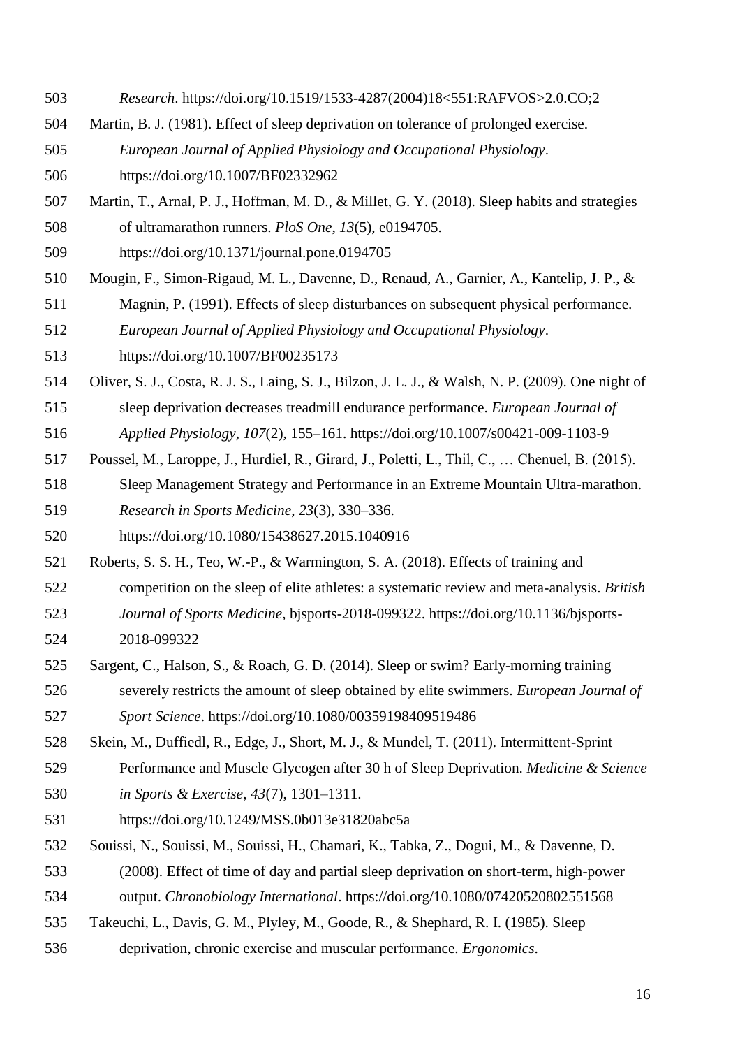*Research*. https://doi.org/10.1519/1533-4287(2004)18<551:RAFVOS>2.0.CO;2

Martin, B. J. (1981). Effect of sleep deprivation on tolerance of prolonged exercise. *European Journal of Applied Physiology and Occupational Physiology*. https://doi.org/10.1007/BF02332962

Martin, T., Arnal, P. J., Hoffman, M. D., & Millet, G. Y. (2018). Sleep habits and strategies of ultramarathon runners. *PloS One*, *13*(5), e0194705. https://doi.org/10.1371/journal.pone.0194705

Mougin, F., Simon-Rigaud, M. L., Davenne, D., Renaud, A., Garnier, A., Kantelip, J. P., & Magnin, P. (1991). Effects of sleep disturbances on subsequent physical performance. *European Journal of Applied Physiology and Occupational Physiology*. https://doi.org/10.1007/BF00235173

Oliver, S. J., Costa, R. J. S., Laing, S. J., Bilzon, J. L. J., & Walsh, N. P. (2009). One night of sleep deprivation decreases treadmill endurance performance. *European Journal of Applied Physiology*, *107*(2), 155–161. https://doi.org/10.1007/s00421-009-1103-9

Poussel, M., Laroppe, J., Hurdiel, R., Girard, J., Poletti, L., Thil, C., … Chenuel, B. (2015). Sleep Management Strategy and Performance in an Extreme Mountain Ultra-marathon. *Research in Sports Medicine*, *23*(3), 330–336. https://doi.org/10.1080/15438627.2015.1040916

Roberts, S. S. H., Teo, W.-P., & Warmington, S. A. (2018). Effects of training and competition on the sleep of elite athletes: a systematic review and meta-analysis. *British Journal of Sports Medicine*, bjsports-2018-099322. https://doi.org/10.1136/bjsports-2018-099322

Sargent, C., Halson, S., & Roach, G. D. (2014). Sleep or swim? Early-morning training severely restricts the amount of sleep obtained by elite swimmers. *European Journal of Sport Science*. https://doi.org/10.1080/00359198409519486

Skein, M., Duffiedl, R., Edge, J., Short, M. J., & Mundel, T. (2011). Intermittent-Sprint Performance and Muscle Glycogen after 30 h of Sleep Deprivation. *Medicine & Science in Sports & Exercise*, *43*(7), 1301–1311. https://doi.org/10.1249/MSS.0b013e31820abc5a

Souissi, N., Souissi, M., Souissi, H., Chamari, K., Tabka, Z., Dogui, M., & Davenne, D. (2008). Effect of time of day and partial sleep deprivation on short-term, high-power output. *Chronobiology International*. https://doi.org/10.1080/07420520802551568

Takeuchi, L., Davis, G. M., Plyley, M., Goode, R., & Shephard, R. I. (1985). Sleep deprivation, chronic exercise and muscular performance. *Ergonomics*.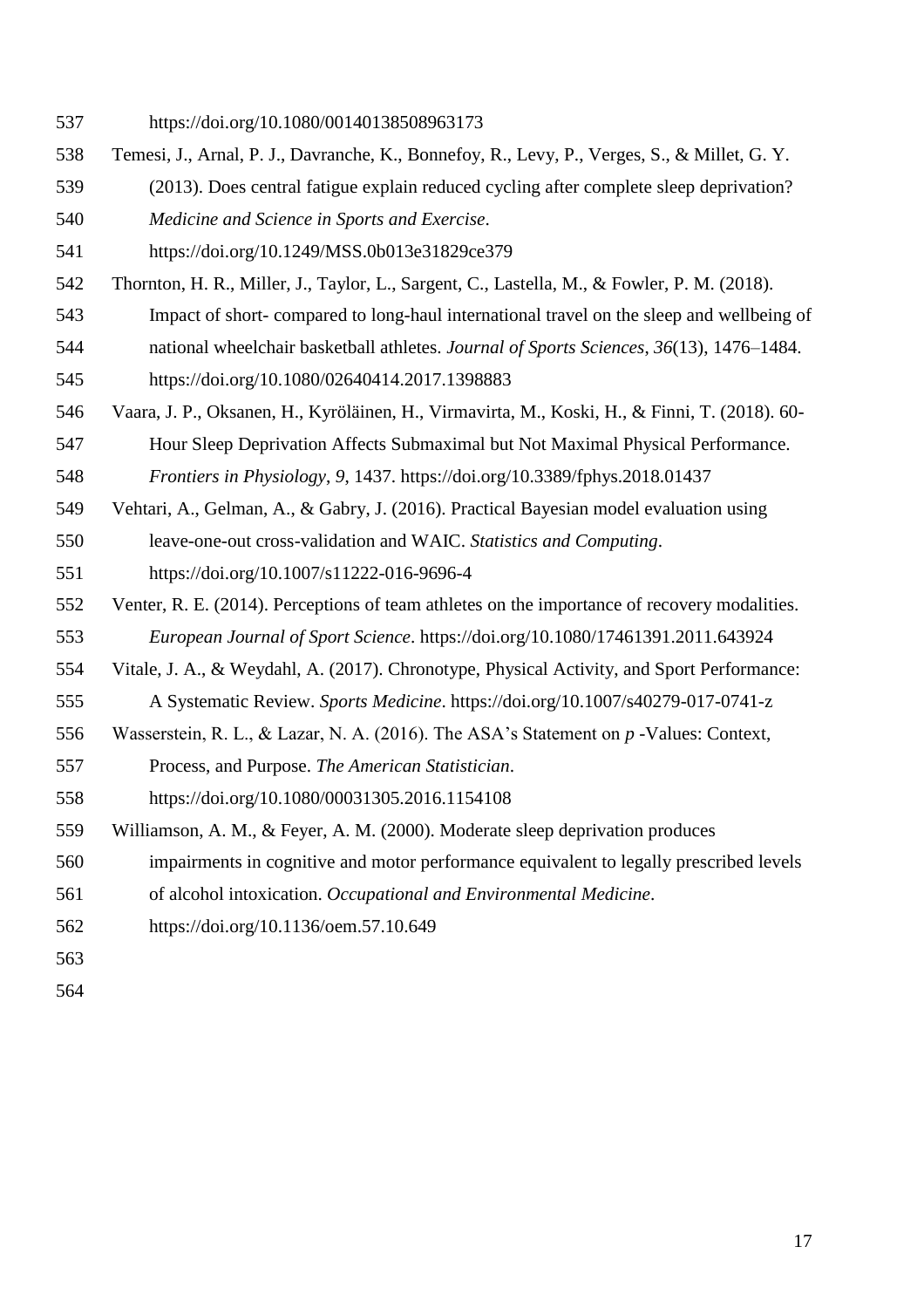https://doi.org/10.1080/00140138508963173

Temesi, J., Arnal, P. J., Davranche, K., Bonnefoy, R., Levy, P., Verges, S., & Millet, G. Y. (2013). Does central fatigue explain reduced cycling after complete sleep deprivation? *Medicine and Science in Sports and Exercise*. https://doi.org/10.1249/MSS.0b013e31829ce379

Thornton, H. R., Miller, J., Taylor, L., Sargent, C., Lastella, M., & Fowler, P. M. (2018). Impact of short- compared to long-haul international travel on the sleep and wellbeing of national wheelchair basketball athletes. *Journal of Sports Sciences*, *36*(13), 1476–1484. https://doi.org/10.1080/02640414.2017.1398883

Vaara, J. P., Oksanen, H., Kyröläinen, H., Virmavirta, M., Koski, H., & Finni, T. (2018). 60-Hour Sleep Deprivation Affects Submaximal but Not Maximal Physical Performance. *Frontiers in Physiology*, *9*, 1437. https://doi.org/10.3389/fphys.2018.01437

Vehtari, A., Gelman, A., & Gabry, J. (2016). Practical Bayesian model evaluation using leave-one-out cross-validation and WAIC. *Statistics and Computing*. https://doi.org/10.1007/s11222-016-9696-4

Venter, R. E. (2014). Perceptions of team athletes on the importance of recovery modalities. *European Journal of Sport Science*. https://doi.org/10.1080/17461391.2011.643924

Vitale, J. A., & Weydahl, A. (2017). Chronotype, Physical Activity, and Sport Performance: A Systematic Review. *Sports Medicine*. https://doi.org/10.1007/s40279-017-0741-z

Wasserstein, R. L., & Lazar, N. A. (2016). The ASA's Statement on *p* -Values: Context, Process, and Purpose. *The American Statistician*. https://doi.org/10.1080/00031305.2016.1154108

Williamson, A. M., & Feyer, A. M. (2000). Moderate sleep deprivation produces impairments in cognitive and motor performance equivalent to legally prescribed levels of alcohol intoxication. *Occupational and Environmental Medicine*. https://doi.org/10.1136/oem.57.10.649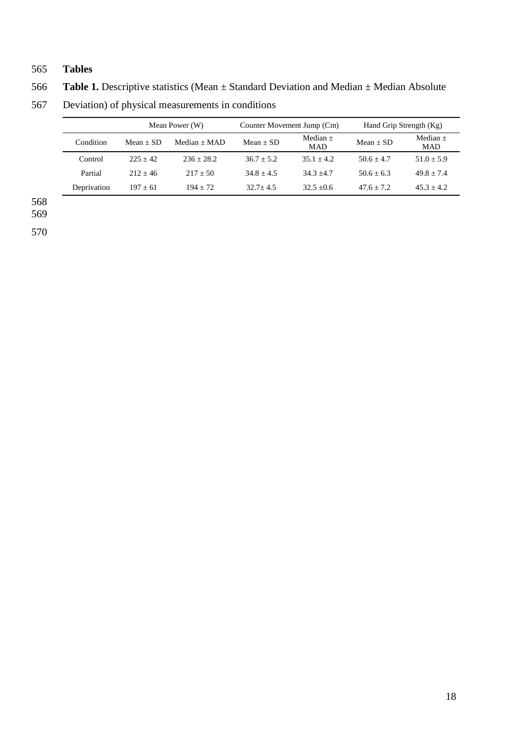# Tables

**Table 1.** Descriptive statistics (Mean ± Standard Deviation and Median ± Median Absolute Deviation) of physical measurements in conditions

| | Mean Power (W) | | Counter Movement Jump (Cm) | | Hand Grip Strength (Kg) | |
|---|---|---|---|---|---|---|
| Condition | Mean ± SD | Median ± MAD | Mean ± SD | Median ± MAD | Mean ± SD | Median ± MAD |
| Control | 225 ± 42 | 236 ± 28.2 | 36.7 ± 5.2 | 35.1 ± 4.2 | 50.6 ± 4.7 | 51.0 ± 5.9 |
| Partial | 212 ± 46 | 217 ± 50 | 34.8 ± 4.5 | 34.3 ±4.7 | 50.6 ± 6.3 | 49.8 ± 7.4 |
| Deprivation | 197 ± 61 | 194 ± 72 | 32.7± 4.5 | 32.5 ±0.6 | 47.6 ± 7.2 | 45.3 ± 4.2 |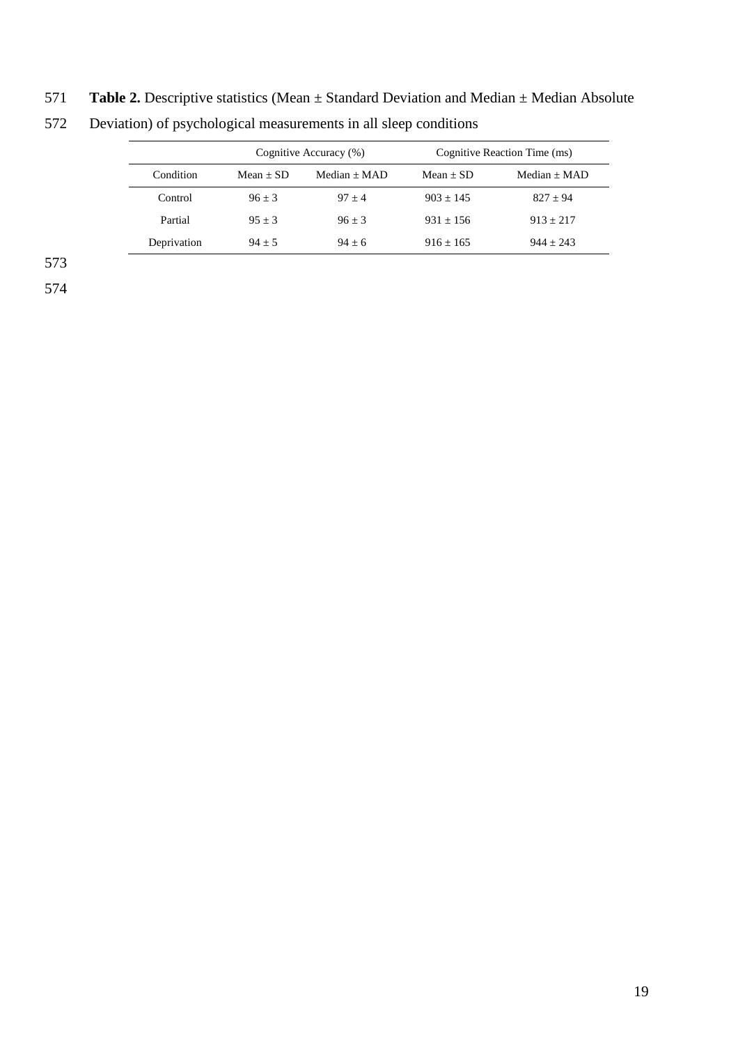**Table 2.** Descriptive statistics (Mean ± Standard Deviation and Median ± Median Absolute Deviation) of psychological measurements in all sleep conditions

| | Cognitive Accuracy (%) | | Cognitive Reaction Time (ms) | |
|---|---|---|---|---|
| Condition | Mean ± SD | Median ± MAD | Mean ± SD | Median ± MAD |
| Control | 96 ± 3 | 97 ± 4 | 903 ± 145 | 827 ± 94 |
| Partial | 95 ± 3 | 96 ± 3 | 931 ± 156 | 913 ± 217 |
| Deprivation | 94 ± 5 | 94 ± 6 | 916 ± 165 | 944 ± 243 |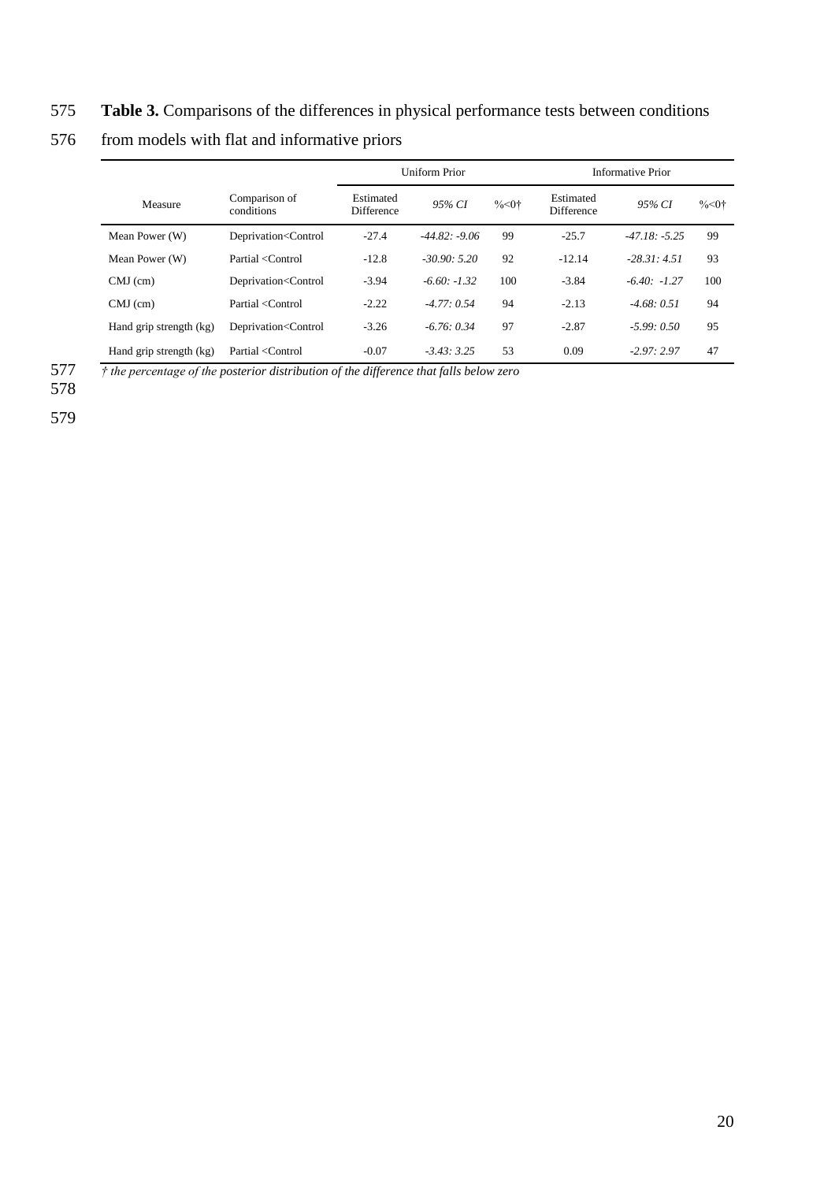**Table 3.** Comparisons of the differences in physical performance tests between conditions from models with flat and informative priors

| Measure | Comparison of conditions | Uniform Prior | | | Informative Prior | | |
|---|---|---|---|---|---|---|---|
| | | Estimated Difference | *95% CI* | %<0† | Estimated Difference | *95% CI* | %<0† |
| Mean Power (W) | Deprivation<Control | -27.4 | *-44.82: -9.06* | 99 | -25.7 | *-47.18: -5.25* | 99 |
| Mean Power (W) | Partial <Control | -12.8 | *-30.90: 5.20* | 92 | -12.14 | *-28.31: 4.51* | 93 |
| CMJ (cm) | Deprivation<Control | -3.94 | *-6.60: -1.32* | 100 | -3.84 | *-6.40: -1.27* | 100 |
| CMJ (cm) | Partial <Control | -2.22 | *-4.77: 0.54* | 94 | -2.13 | *-4.68: 0.51* | 94 |
| Hand grip strength (kg) | Deprivation<Control | -3.26 | *-6.76: 0.34* | 97 | -2.87 | *-5.99: 0.50* | 95 |
| Hand grip strength (kg) | Partial <Control | -0.07 | *-3.43: 3.25* | 53 | 0.09 | *-2.97: 2.97* | 47 |

*† the percentage of the posterior distribution of the difference that falls below zero*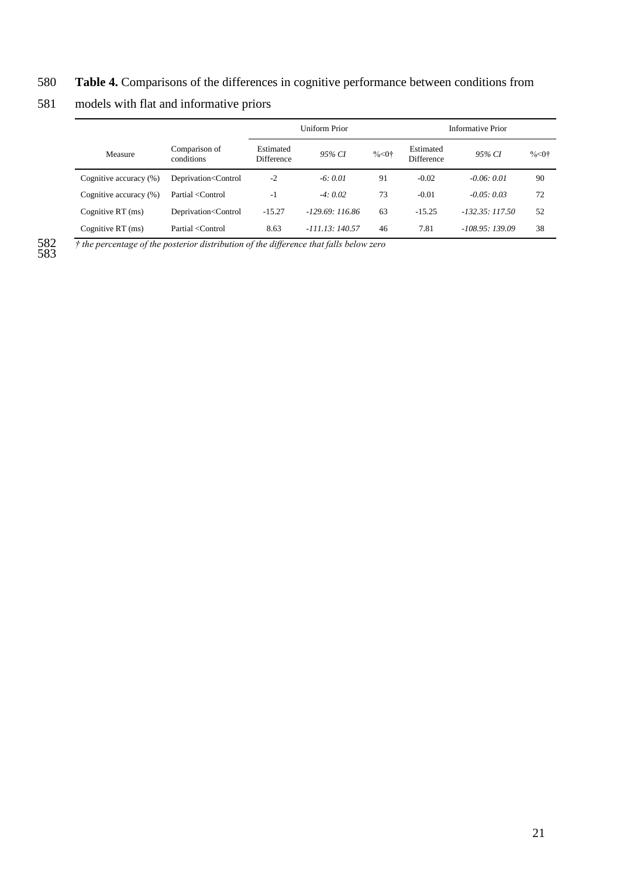**Table 4.** Comparisons of the differences in cognitive performance between conditions from models with flat and informative priors

| Measure | Comparison of conditions | Uniform Prior | | | Informative Prior | | |
|---|---|---|---|---|---|---|---|
| | | Estimated Difference | *95% CI* | %<0† | Estimated Difference | *95% CI* | %<0† |
| Cognitive accuracy (%) | Deprivation<Control | -2 | *-6: 0.01* | 91 | -0.02 | *-0.06: 0.01* | 90 |
| Cognitive accuracy (%) | Partial <Control | -1 | *-4: 0.02* | 73 | -0.01 | *-0.05: 0.03* | 72 |
| Cognitive RT (ms) | Deprivation<Control | -15.27 | *-129.69: 116.86* | 63 | -15.25 | *-132.35: 117.50* | 52 |
| Cognitive RT (ms) | Partial <Control | 8.63 | *-111.13: 140.57* | 46 | 7.81 | *-108.95: 139.09* | 38 |

*† the percentage of the posterior distribution of the difference that falls below zero*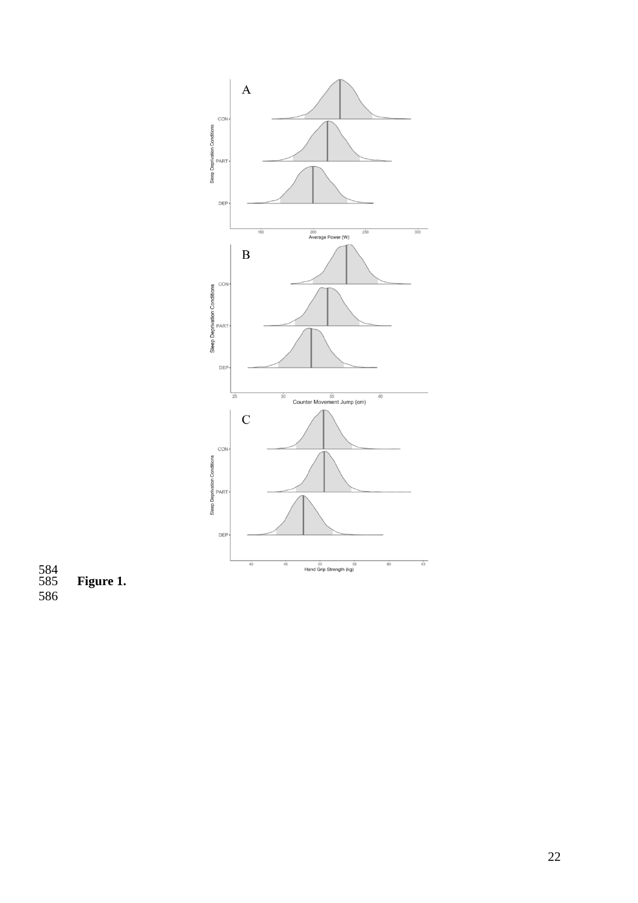**Figure 1.**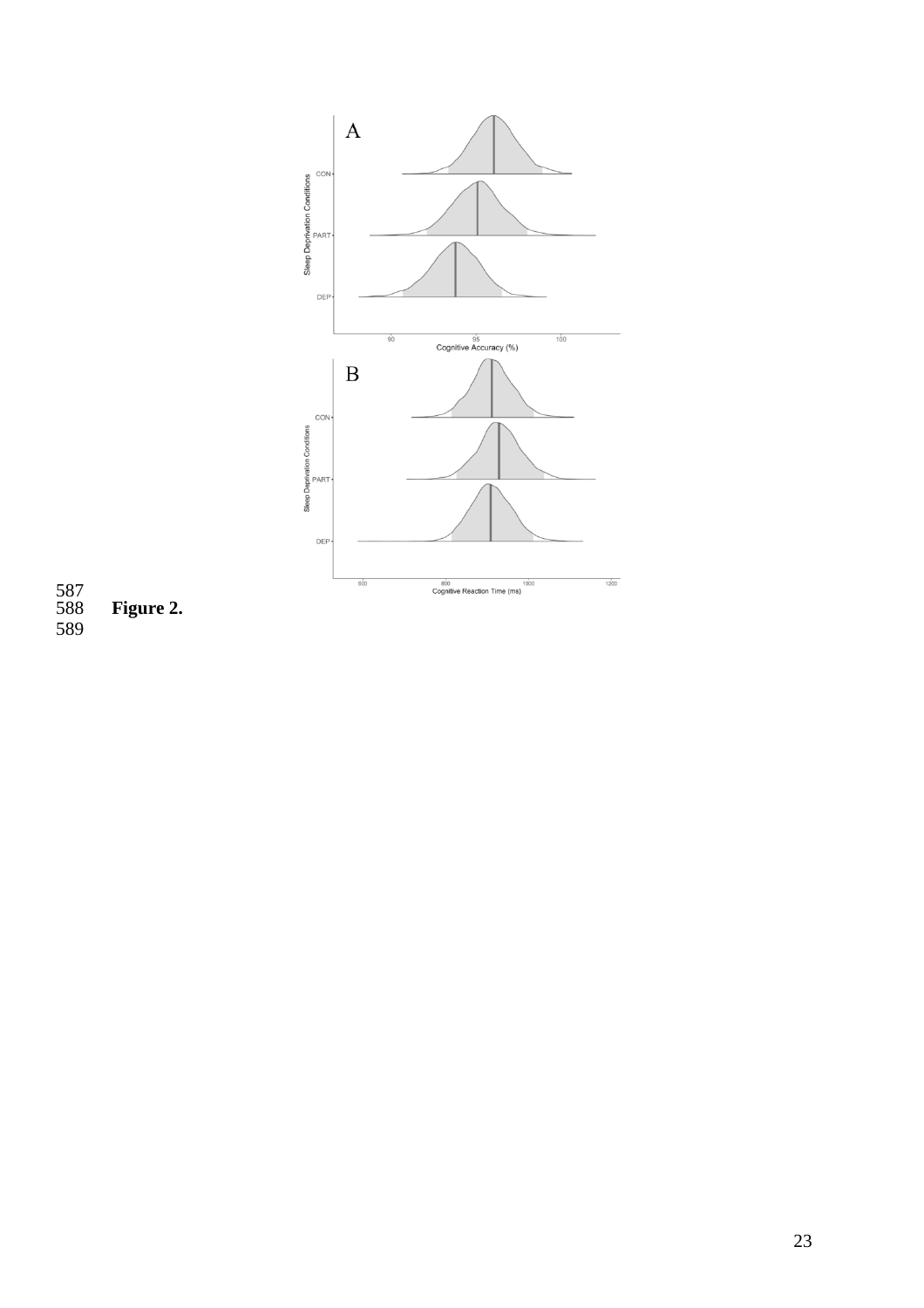**Figure 2.**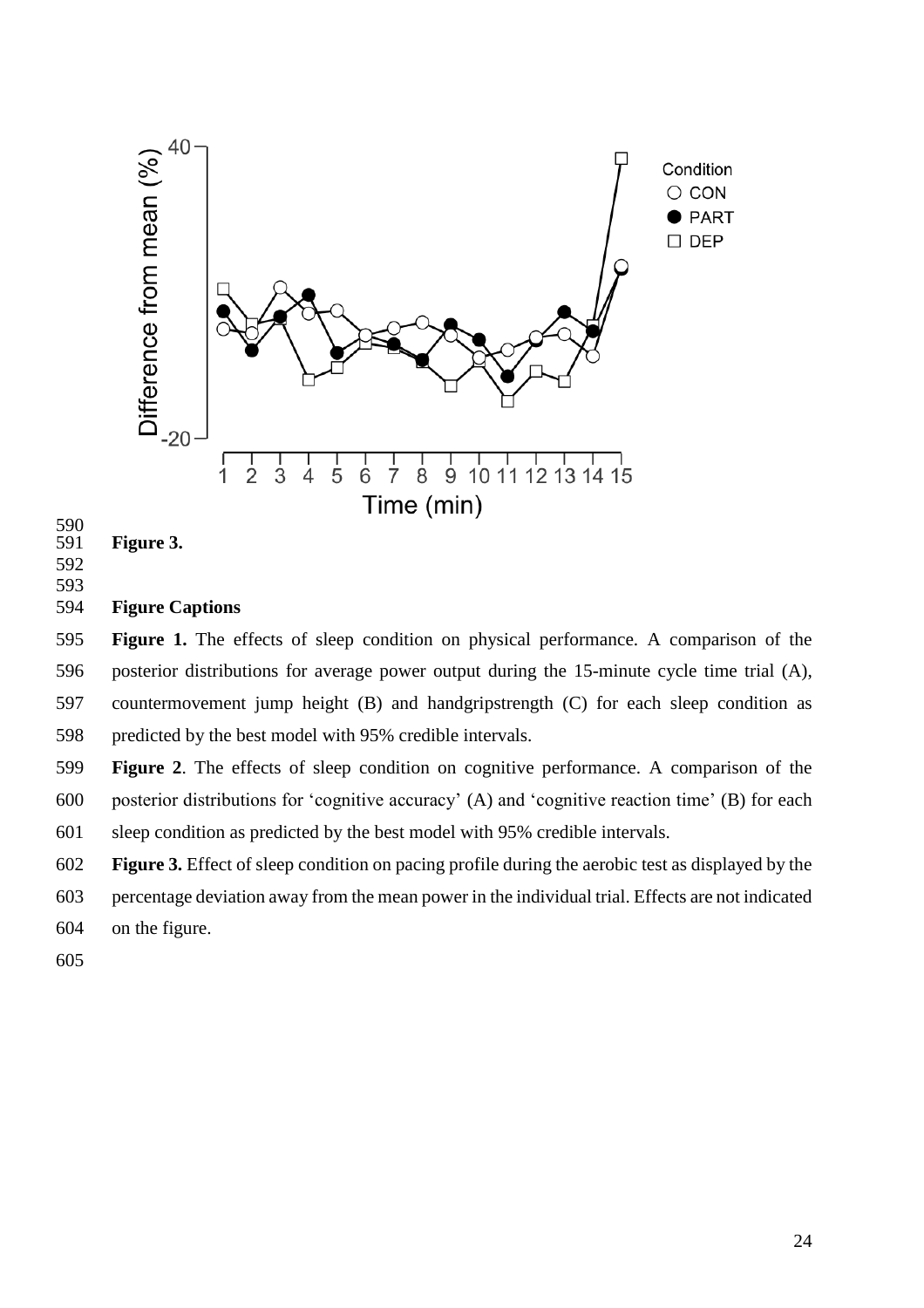Difference from mean (%)

40

-20

1 2 3 4 5 6 7 8 9 10 11 12 13 14 15

Time (min)

Condition
○ CON
● PART
□ DEP

**Figure 3.**

**Figure Captions**

**Figure 1.** The effects of sleep condition on physical performance. A comparison of the posterior distributions for average power output during the 15-minute cycle time trial (A), countermovement jump height (B) and handgripstrength (C) for each sleep condition as predicted by the best model with 95% credible intervals.

**Figure 2**. The effects of sleep condition on cognitive performance. A comparison of the posterior distributions for 'cognitive accuracy' (A) and 'cognitive reaction time' (B) for each sleep condition as predicted by the best model with 95% credible intervals.

**Figure 3.** Effect of sleep condition on pacing profile during the aerobic test as displayed by the percentage deviation away from the mean power in the individual trial. Effects are not indicated on the figure.